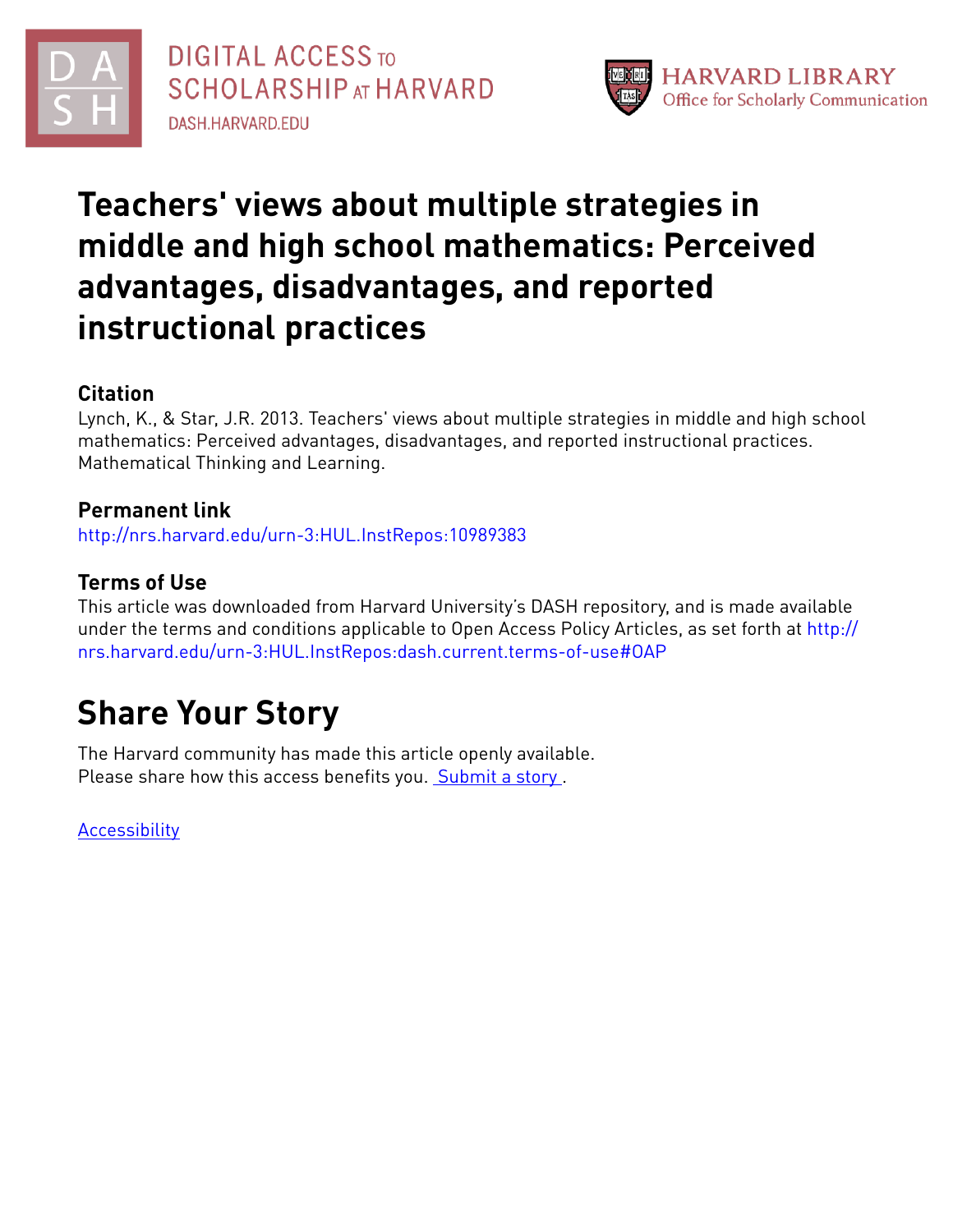DIGITAL ACCESS TO SCHOLARSHIP AT HARVARD
DASH.HARVARD.EDU

HARVARD LIBRARY
Office for Scholarly Communication

# Teachers' views about multiple strategies in middle and high school mathematics: Perceived advantages, disadvantages, and reported instructional practices

## Citation

Lynch, K., & Star, J.R. 2013. Teachers' views about multiple strategies in middle and high school mathematics: Perceived advantages, disadvantages, and reported instructional practices. Mathematical Thinking and Learning.

## Permanent link

http://nrs.harvard.edu/urn-3:HUL.InstRepos:10989383

## Terms of Use

This article was downloaded from Harvard University's DASH repository, and is made available under the terms and conditions applicable to Open Access Policy Articles, as set forth at http://nrs.harvard.edu/urn-3:HUL.InstRepos:dash.current.terms-of-use#OAP

# Share Your Story

The Harvard community has made this article openly available.
Please share how this access benefits you. Submit a story .

Accessibility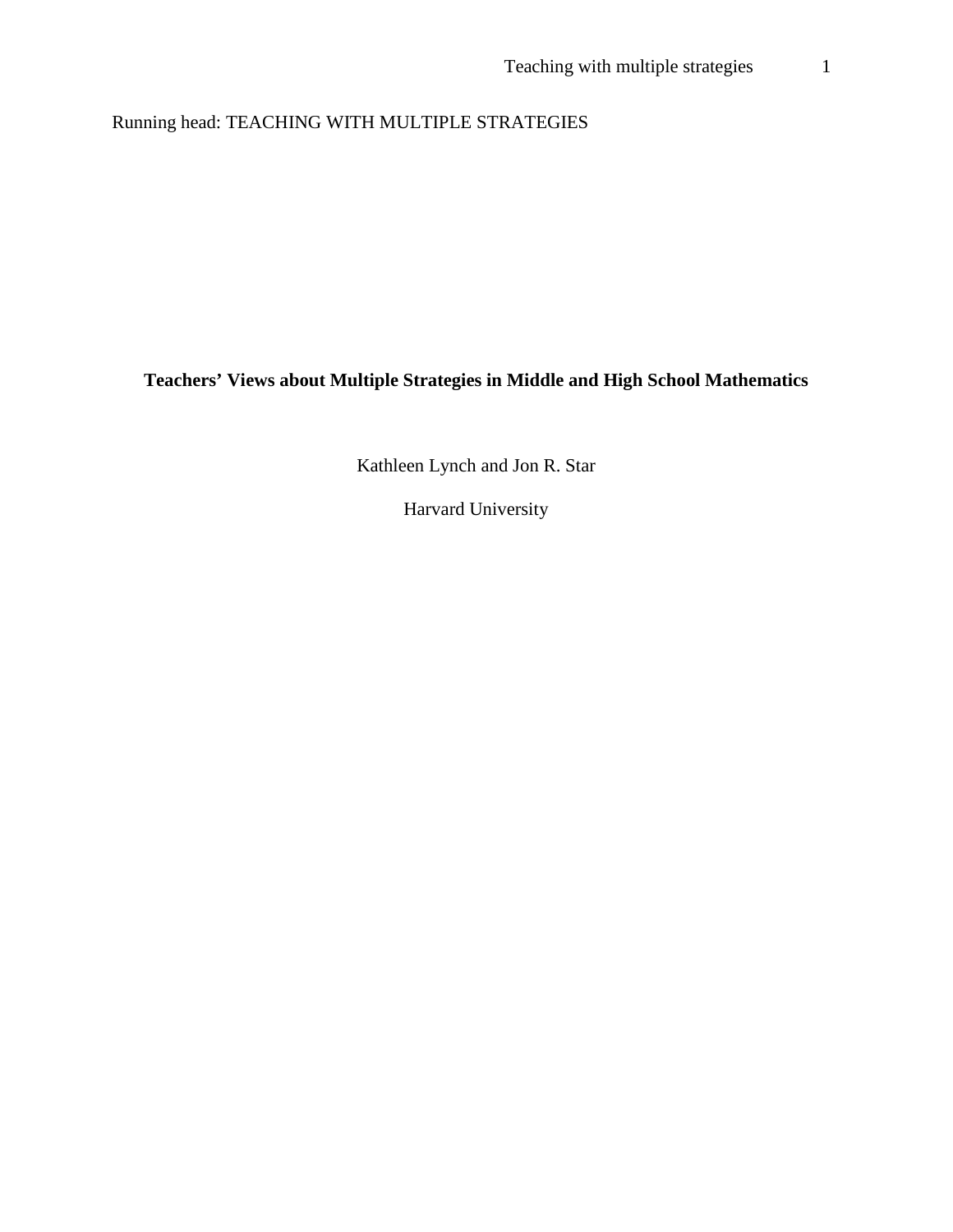Running head: TEACHING WITH MULTIPLE STRATEGIES

# Teachers' Views about Multiple Strategies in Middle and High School Mathematics

Kathleen Lynch and Jon R. Star

Harvard University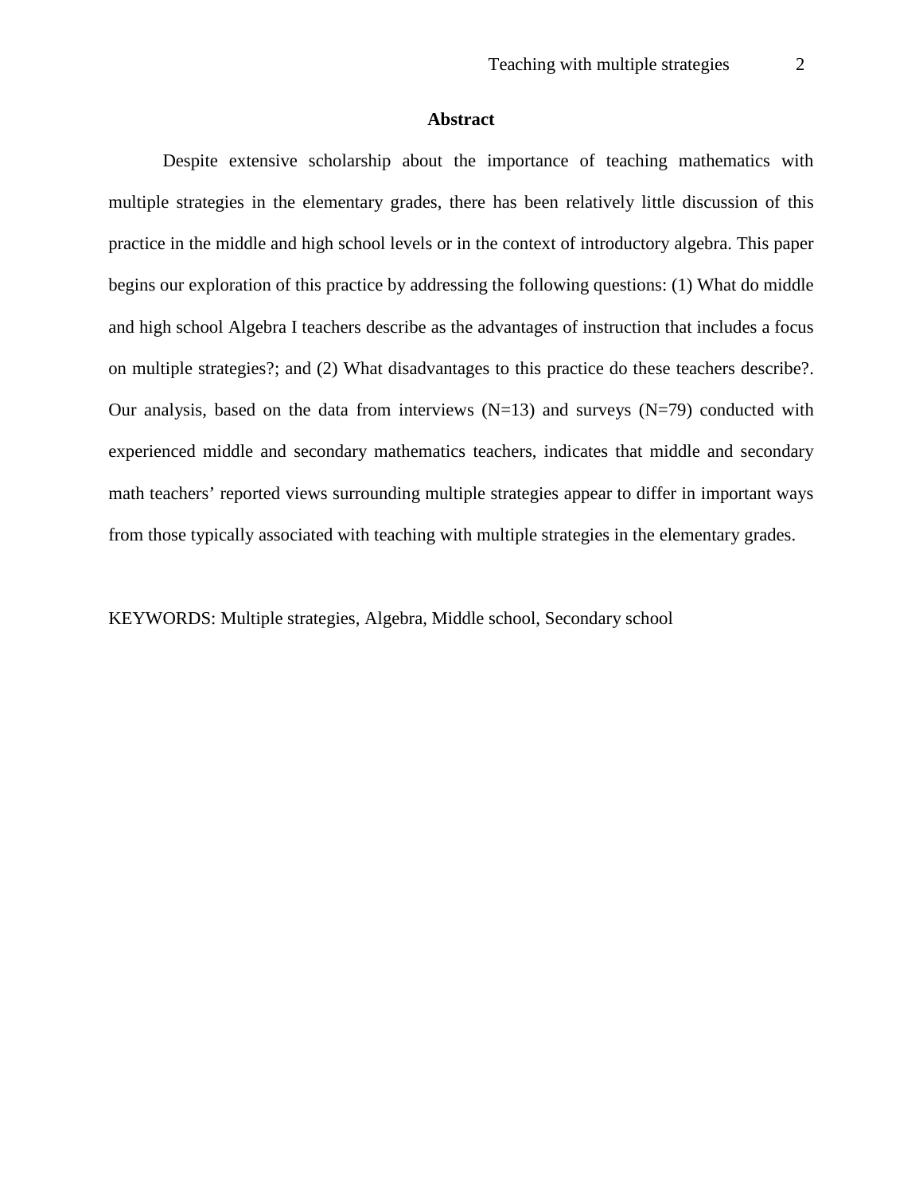## Abstract

Despite extensive scholarship about the importance of teaching mathematics with multiple strategies in the elementary grades, there has been relatively little discussion of this practice in the middle and high school levels or in the context of introductory algebra. This paper begins our exploration of this practice by addressing the following questions: (1) What do middle and high school Algebra I teachers describe as the advantages of instruction that includes a focus on multiple strategies?; and (2) What disadvantages to this practice do these teachers describe?. Our analysis, based on the data from interviews (N=13) and surveys (N=79) conducted with experienced middle and secondary mathematics teachers, indicates that middle and secondary math teachers' reported views surrounding multiple strategies appear to differ in important ways from those typically associated with teaching with multiple strategies in the elementary grades.

KEYWORDS: Multiple strategies, Algebra, Middle school, Secondary school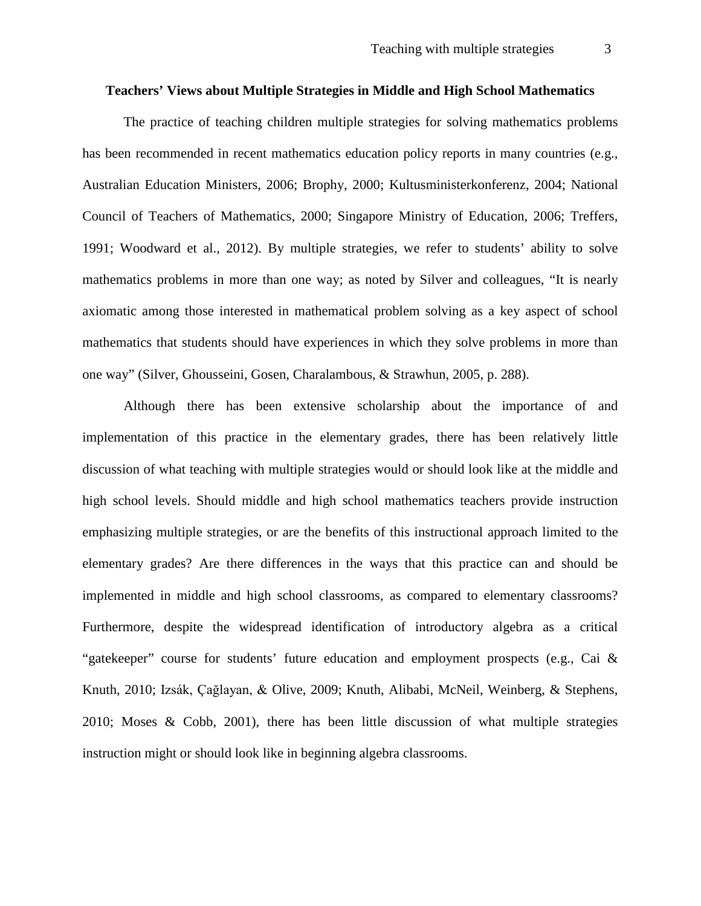## Teachers' Views about Multiple Strategies in Middle and High School Mathematics

The practice of teaching children multiple strategies for solving mathematics problems has been recommended in recent mathematics education policy reports in many countries (e.g., Australian Education Ministers, 2006; Brophy, 2000; Kultusministerkonferenz, 2004; National Council of Teachers of Mathematics, 2000; Singapore Ministry of Education, 2006; Treffers, 1991; Woodward et al., 2012). By multiple strategies, we refer to students' ability to solve mathematics problems in more than one way; as noted by Silver and colleagues, "It is nearly axiomatic among those interested in mathematical problem solving as a key aspect of school mathematics that students should have experiences in which they solve problems in more than one way" (Silver, Ghousseini, Gosen, Charalambous, & Strawhun, 2005, p. 288).

Although there has been extensive scholarship about the importance of and implementation of this practice in the elementary grades, there has been relatively little discussion of what teaching with multiple strategies would or should look like at the middle and high school levels. Should middle and high school mathematics teachers provide instruction emphasizing multiple strategies, or are the benefits of this instructional approach limited to the elementary grades? Are there differences in the ways that this practice can and should be implemented in middle and high school classrooms, as compared to elementary classrooms? Furthermore, despite the widespread identification of introductory algebra as a critical "gatekeeper" course for students' future education and employment prospects (e.g., Cai & Knuth, 2010; Izsák, Çağlayan, & Olive, 2009; Knuth, Alibabi, McNeil, Weinberg, & Stephens, 2010; Moses & Cobb, 2001), there has been little discussion of what multiple strategies instruction might or should look like in beginning algebra classrooms.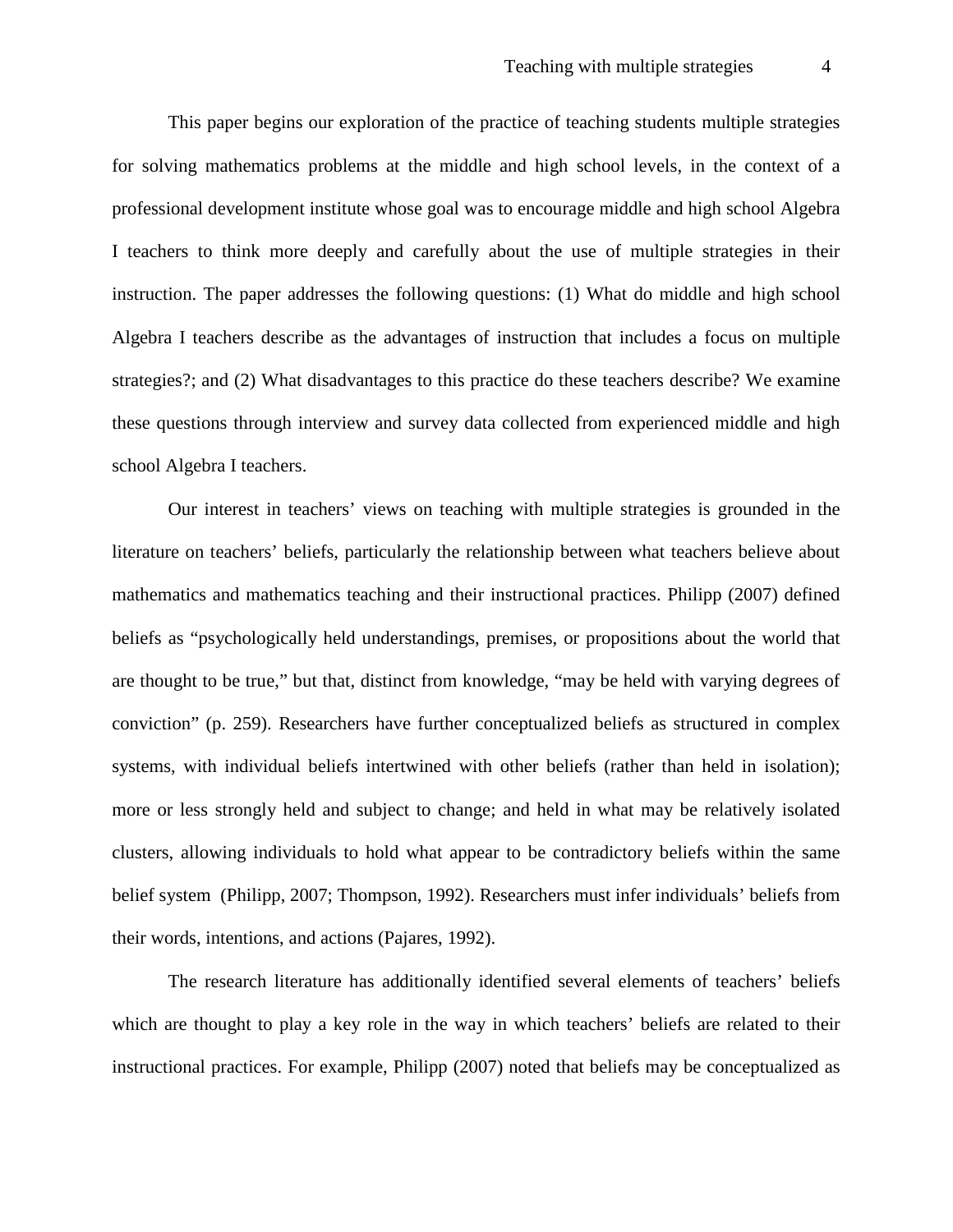This paper begins our exploration of the practice of teaching students multiple strategies for solving mathematics problems at the middle and high school levels, in the context of a professional development institute whose goal was to encourage middle and high school Algebra I teachers to think more deeply and carefully about the use of multiple strategies in their instruction. The paper addresses the following questions: (1) What do middle and high school Algebra I teachers describe as the advantages of instruction that includes a focus on multiple strategies?; and (2) What disadvantages to this practice do these teachers describe? We examine these questions through interview and survey data collected from experienced middle and high school Algebra I teachers.

Our interest in teachers' views on teaching with multiple strategies is grounded in the literature on teachers' beliefs, particularly the relationship between what teachers believe about mathematics and mathematics teaching and their instructional practices. Philipp (2007) defined beliefs as "psychologically held understandings, premises, or propositions about the world that are thought to be true," but that, distinct from knowledge, "may be held with varying degrees of conviction" (p. 259). Researchers have further conceptualized beliefs as structured in complex systems, with individual beliefs intertwined with other beliefs (rather than held in isolation); more or less strongly held and subject to change; and held in what may be relatively isolated clusters, allowing individuals to hold what appear to be contradictory beliefs within the same belief system (Philipp, 2007; Thompson, 1992). Researchers must infer individuals' beliefs from their words, intentions, and actions (Pajares, 1992).

The research literature has additionally identified several elements of teachers' beliefs which are thought to play a key role in the way in which teachers' beliefs are related to their instructional practices. For example, Philipp (2007) noted that beliefs may be conceptualized as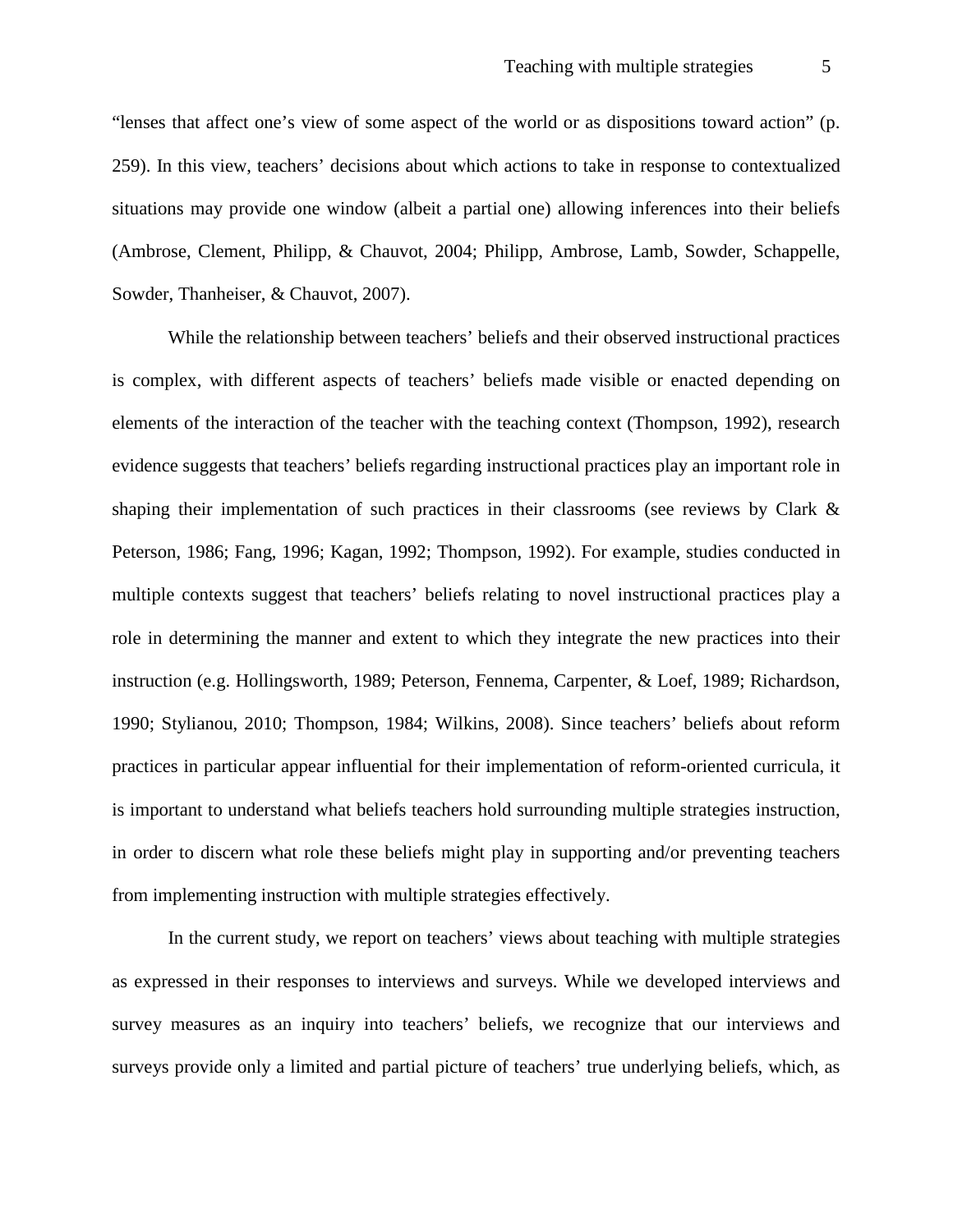"lenses that affect one's view of some aspect of the world or as dispositions toward action" (p. 259). In this view, teachers' decisions about which actions to take in response to contextualized situations may provide one window (albeit a partial one) allowing inferences into their beliefs (Ambrose, Clement, Philipp, & Chauvot, 2004; Philipp, Ambrose, Lamb, Sowder, Schappelle, Sowder, Thanheiser, & Chauvot, 2007).

While the relationship between teachers' beliefs and their observed instructional practices is complex, with different aspects of teachers' beliefs made visible or enacted depending on elements of the interaction of the teacher with the teaching context (Thompson, 1992), research evidence suggests that teachers' beliefs regarding instructional practices play an important role in shaping their implementation of such practices in their classrooms (see reviews by Clark & Peterson, 1986; Fang, 1996; Kagan, 1992; Thompson, 1992). For example, studies conducted in multiple contexts suggest that teachers' beliefs relating to novel instructional practices play a role in determining the manner and extent to which they integrate the new practices into their instruction (e.g. Hollingsworth, 1989; Peterson, Fennema, Carpenter, & Loef, 1989; Richardson, 1990; Stylianou, 2010; Thompson, 1984; Wilkins, 2008). Since teachers' beliefs about reform practices in particular appear influential for their implementation of reform-oriented curricula, it is important to understand what beliefs teachers hold surrounding multiple strategies instruction, in order to discern what role these beliefs might play in supporting and/or preventing teachers from implementing instruction with multiple strategies effectively.

In the current study, we report on teachers' views about teaching with multiple strategies as expressed in their responses to interviews and surveys. While we developed interviews and survey measures as an inquiry into teachers' beliefs, we recognize that our interviews and surveys provide only a limited and partial picture of teachers' true underlying beliefs, which, as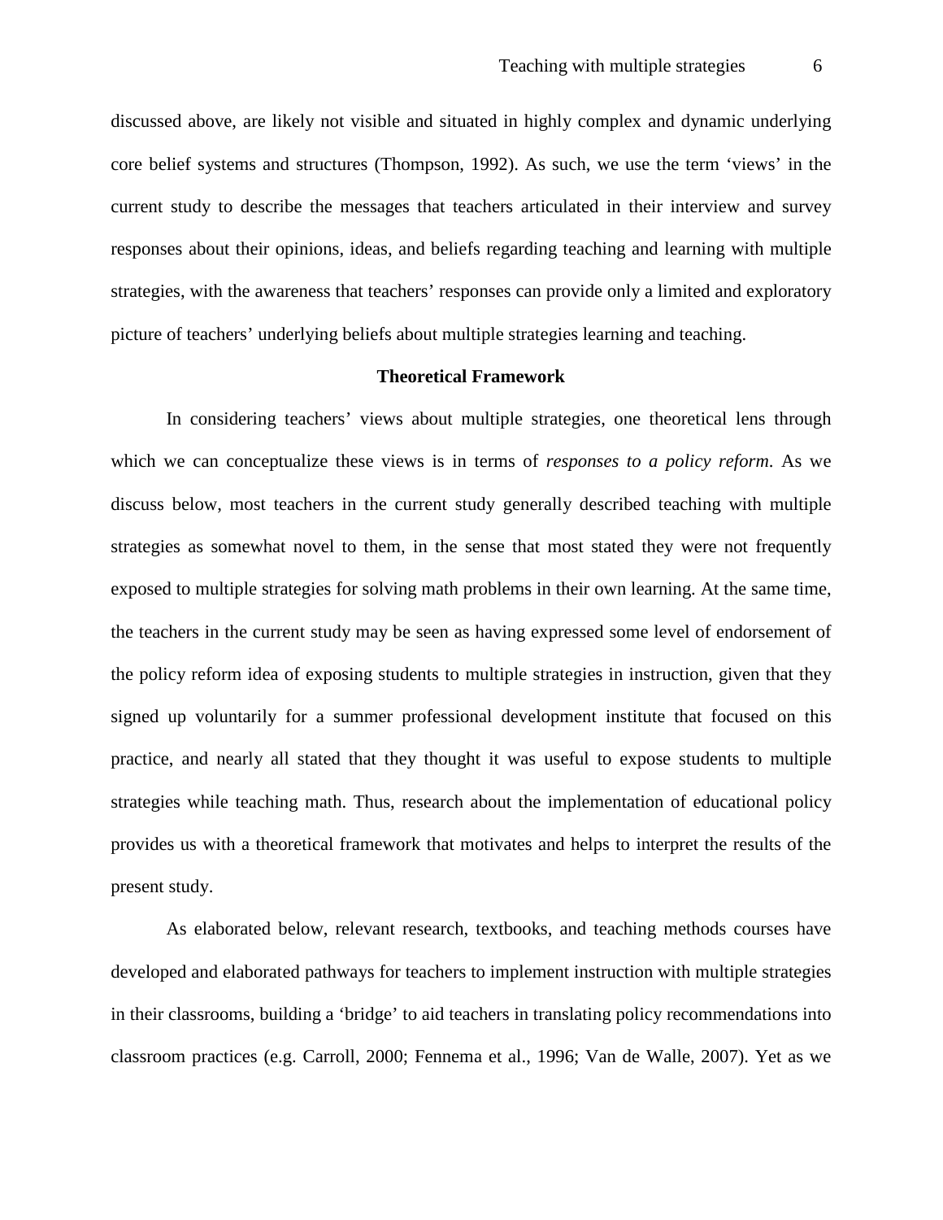discussed above, are likely not visible and situated in highly complex and dynamic underlying core belief systems and structures (Thompson, 1992). As such, we use the term 'views' in the current study to describe the messages that teachers articulated in their interview and survey responses about their opinions, ideas, and beliefs regarding teaching and learning with multiple strategies, with the awareness that teachers' responses can provide only a limited and exploratory picture of teachers' underlying beliefs about multiple strategies learning and teaching.

## Theoretical Framework

In considering teachers' views about multiple strategies, one theoretical lens through which we can conceptualize these views is in terms of *responses to a policy reform*. As we discuss below, most teachers in the current study generally described teaching with multiple strategies as somewhat novel to them, in the sense that most stated they were not frequently exposed to multiple strategies for solving math problems in their own learning. At the same time, the teachers in the current study may be seen as having expressed some level of endorsement of the policy reform idea of exposing students to multiple strategies in instruction, given that they signed up voluntarily for a summer professional development institute that focused on this practice, and nearly all stated that they thought it was useful to expose students to multiple strategies while teaching math. Thus, research about the implementation of educational policy provides us with a theoretical framework that motivates and helps to interpret the results of the present study.

As elaborated below, relevant research, textbooks, and teaching methods courses have developed and elaborated pathways for teachers to implement instruction with multiple strategies in their classrooms, building a 'bridge' to aid teachers in translating policy recommendations into classroom practices (e.g. Carroll, 2000; Fennema et al., 1996; Van de Walle, 2007). Yet as we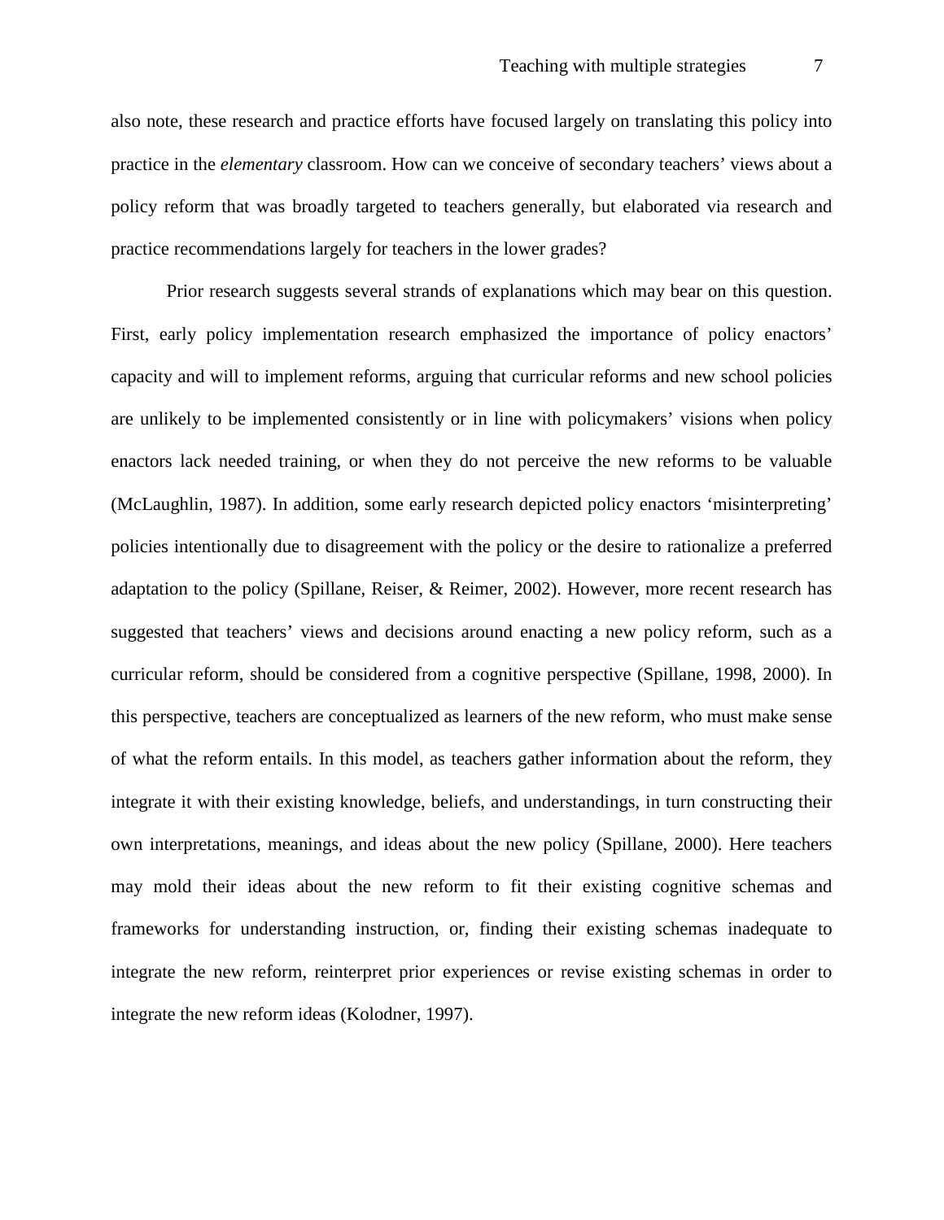also note, these research and practice efforts have focused largely on translating this policy into practice in the *elementary* classroom. How can we conceive of secondary teachers' views about a policy reform that was broadly targeted to teachers generally, but elaborated via research and practice recommendations largely for teachers in the lower grades?

Prior research suggests several strands of explanations which may bear on this question. First, early policy implementation research emphasized the importance of policy enactors' capacity and will to implement reforms, arguing that curricular reforms and new school policies are unlikely to be implemented consistently or in line with policymakers' visions when policy enactors lack needed training, or when they do not perceive the new reforms to be valuable (McLaughlin, 1987). In addition, some early research depicted policy enactors 'misinterpreting' policies intentionally due to disagreement with the policy or the desire to rationalize a preferred adaptation to the policy (Spillane, Reiser, & Reimer, 2002). However, more recent research has suggested that teachers' views and decisions around enacting a new policy reform, such as a curricular reform, should be considered from a cognitive perspective (Spillane, 1998, 2000). In this perspective, teachers are conceptualized as learners of the new reform, who must make sense of what the reform entails. In this model, as teachers gather information about the reform, they integrate it with their existing knowledge, beliefs, and understandings, in turn constructing their own interpretations, meanings, and ideas about the new policy (Spillane, 2000). Here teachers may mold their ideas about the new reform to fit their existing cognitive schemas and frameworks for understanding instruction, or, finding their existing schemas inadequate to integrate the new reform, reinterpret prior experiences or revise existing schemas in order to integrate the new reform ideas (Kolodner, 1997).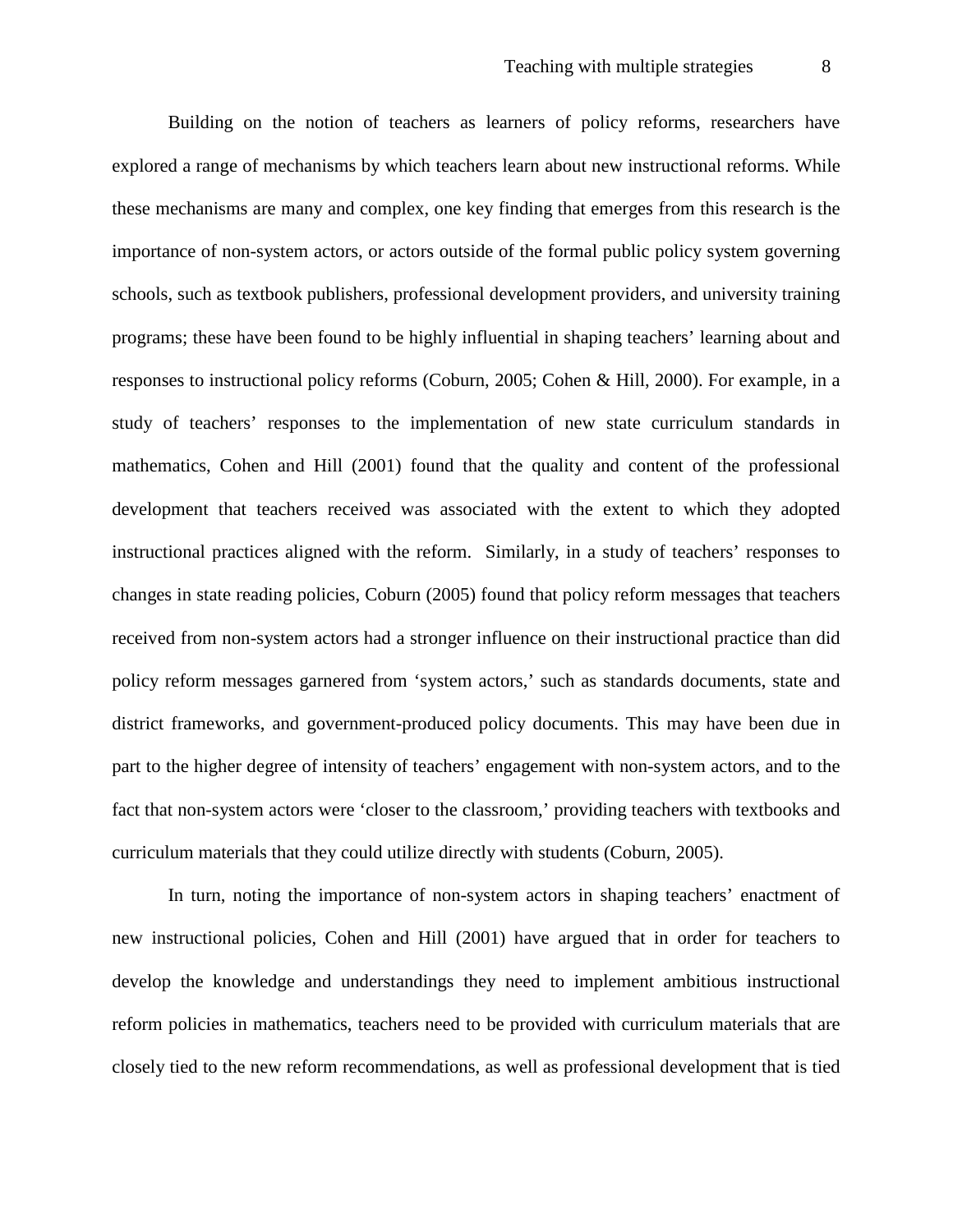Building on the notion of teachers as learners of policy reforms, researchers have explored a range of mechanisms by which teachers learn about new instructional reforms. While these mechanisms are many and complex, one key finding that emerges from this research is the importance of non-system actors, or actors outside of the formal public policy system governing schools, such as textbook publishers, professional development providers, and university training programs; these have been found to be highly influential in shaping teachers' learning about and responses to instructional policy reforms (Coburn, 2005; Cohen & Hill, 2000). For example, in a study of teachers' responses to the implementation of new state curriculum standards in mathematics, Cohen and Hill (2001) found that the quality and content of the professional development that teachers received was associated with the extent to which they adopted instructional practices aligned with the reform. Similarly, in a study of teachers' responses to changes in state reading policies, Coburn (2005) found that policy reform messages that teachers received from non-system actors had a stronger influence on their instructional practice than did policy reform messages garnered from 'system actors,' such as standards documents, state and district frameworks, and government-produced policy documents. This may have been due in part to the higher degree of intensity of teachers' engagement with non-system actors, and to the fact that non-system actors were 'closer to the classroom,' providing teachers with textbooks and curriculum materials that they could utilize directly with students (Coburn, 2005).

In turn, noting the importance of non-system actors in shaping teachers' enactment of new instructional policies, Cohen and Hill (2001) have argued that in order for teachers to develop the knowledge and understandings they need to implement ambitious instructional reform policies in mathematics, teachers need to be provided with curriculum materials that are closely tied to the new reform recommendations, as well as professional development that is tied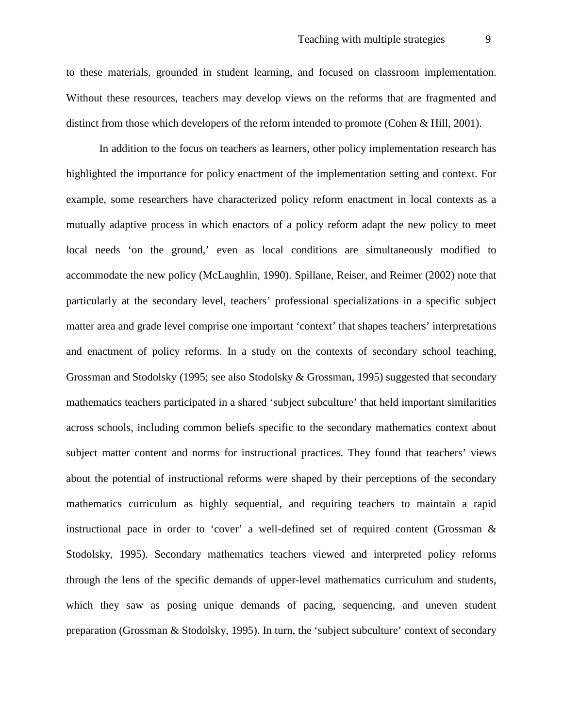to these materials, grounded in student learning, and focused on classroom implementation. Without these resources, teachers may develop views on the reforms that are fragmented and distinct from those which developers of the reform intended to promote (Cohen & Hill, 2001).

In addition to the focus on teachers as learners, other policy implementation research has highlighted the importance for policy enactment of the implementation setting and context. For example, some researchers have characterized policy reform enactment in local contexts as a mutually adaptive process in which enactors of a policy reform adapt the new policy to meet local needs 'on the ground,' even as local conditions are simultaneously modified to accommodate the new policy (McLaughlin, 1990). Spillane, Reiser, and Reimer (2002) note that particularly at the secondary level, teachers' professional specializations in a specific subject matter area and grade level comprise one important 'context' that shapes teachers' interpretations and enactment of policy reforms. In a study on the contexts of secondary school teaching, Grossman and Stodolsky (1995; see also Stodolsky & Grossman, 1995) suggested that secondary mathematics teachers participated in a shared 'subject subculture' that held important similarities across schools, including common beliefs specific to the secondary mathematics context about subject matter content and norms for instructional practices. They found that teachers' views about the potential of instructional reforms were shaped by their perceptions of the secondary mathematics curriculum as highly sequential, and requiring teachers to maintain a rapid instructional pace in order to 'cover' a well-defined set of required content (Grossman & Stodolsky, 1995). Secondary mathematics teachers viewed and interpreted policy reforms through the lens of the specific demands of upper-level mathematics curriculum and students, which they saw as posing unique demands of pacing, sequencing, and uneven student preparation (Grossman & Stodolsky, 1995). In turn, the 'subject subculture' context of secondary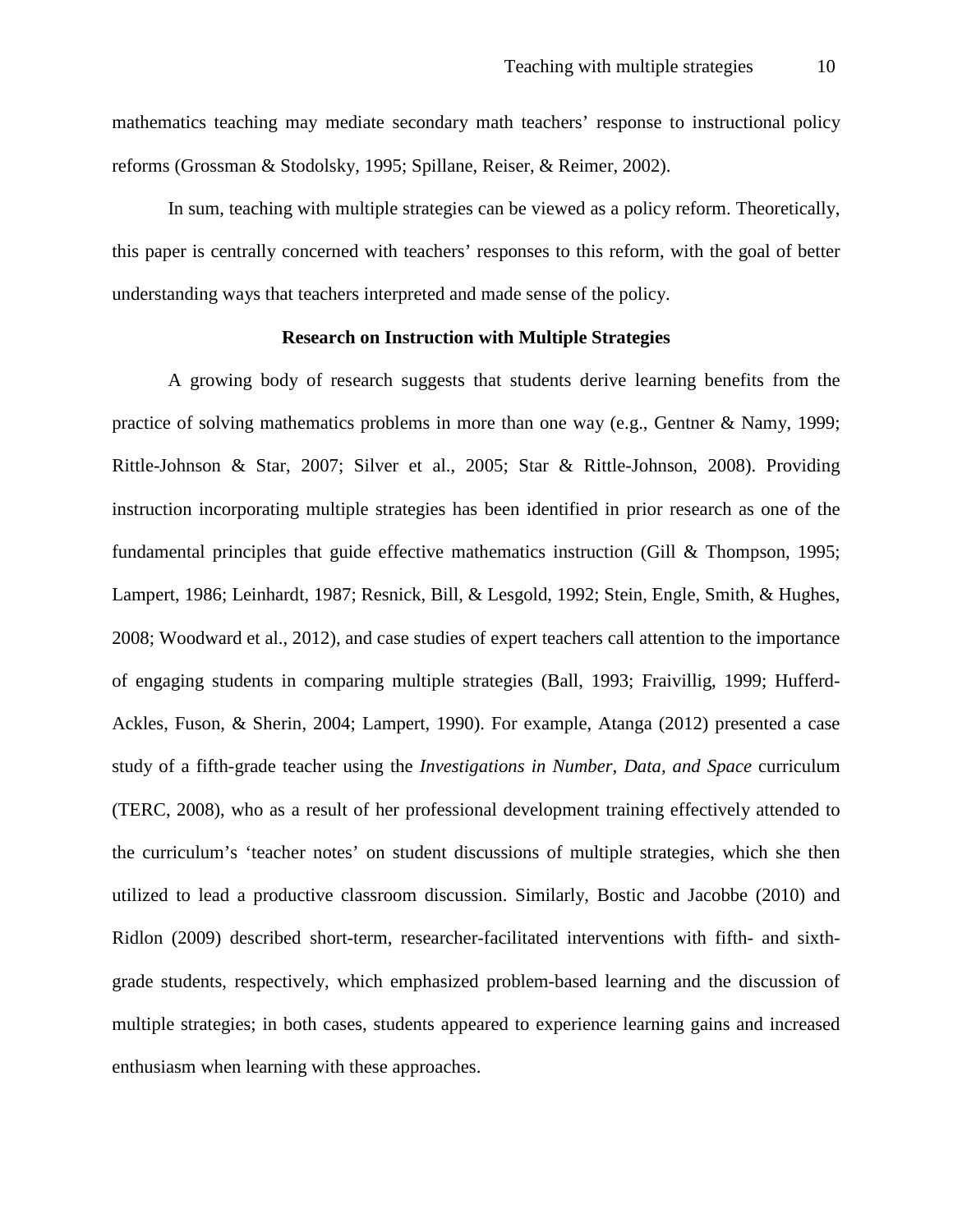mathematics teaching may mediate secondary math teachers' response to instructional policy reforms (Grossman & Stodolsky, 1995; Spillane, Reiser, & Reimer, 2002).

In sum, teaching with multiple strategies can be viewed as a policy reform. Theoretically, this paper is centrally concerned with teachers' responses to this reform, with the goal of better understanding ways that teachers interpreted and made sense of the policy.

## Research on Instruction with Multiple Strategies

A growing body of research suggests that students derive learning benefits from the practice of solving mathematics problems in more than one way (e.g., Gentner & Namy, 1999; Rittle-Johnson & Star, 2007; Silver et al., 2005; Star & Rittle-Johnson, 2008). Providing instruction incorporating multiple strategies has been identified in prior research as one of the fundamental principles that guide effective mathematics instruction (Gill & Thompson, 1995; Lampert, 1986; Leinhardt, 1987; Resnick, Bill, & Lesgold, 1992; Stein, Engle, Smith, & Hughes, 2008; Woodward et al., 2012), and case studies of expert teachers call attention to the importance of engaging students in comparing multiple strategies (Ball, 1993; Fraivillig, 1999; Hufferd-Ackles, Fuson, & Sherin, 2004; Lampert, 1990). For example, Atanga (2012) presented a case study of a fifth-grade teacher using the *Investigations in Number, Data, and Space* curriculum (TERC, 2008), who as a result of her professional development training effectively attended to the curriculum's 'teacher notes' on student discussions of multiple strategies, which she then utilized to lead a productive classroom discussion. Similarly, Bostic and Jacobbe (2010) and Ridlon (2009) described short-term, researcher-facilitated interventions with fifth- and sixth-grade students, respectively, which emphasized problem-based learning and the discussion of multiple strategies; in both cases, students appeared to experience learning gains and increased enthusiasm when learning with these approaches.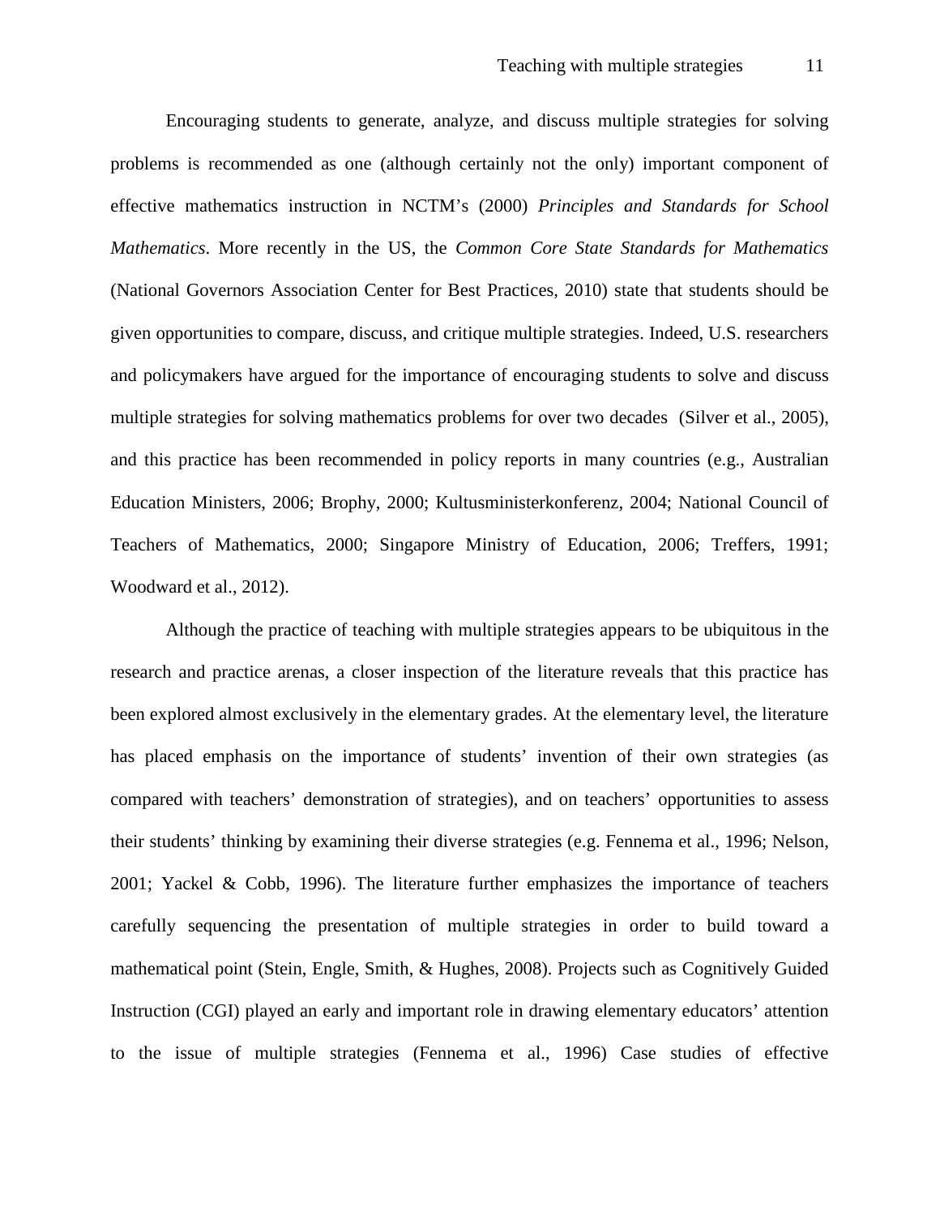Encouraging students to generate, analyze, and discuss multiple strategies for solving problems is recommended as one (although certainly not the only) important component of effective mathematics instruction in NCTM's (2000) *Principles and Standards for School Mathematics*. More recently in the US, the *Common Core State Standards for Mathematics* (National Governors Association Center for Best Practices, 2010) state that students should be given opportunities to compare, discuss, and critique multiple strategies. Indeed, U.S. researchers and policymakers have argued for the importance of encouraging students to solve and discuss multiple strategies for solving mathematics problems for over two decades (Silver et al., 2005), and this practice has been recommended in policy reports in many countries (e.g., Australian Education Ministers, 2006; Brophy, 2000; Kultusministerkonferenz, 2004; National Council of Teachers of Mathematics, 2000; Singapore Ministry of Education, 2006; Treffers, 1991; Woodward et al., 2012).

Although the practice of teaching with multiple strategies appears to be ubiquitous in the research and practice arenas, a closer inspection of the literature reveals that this practice has been explored almost exclusively in the elementary grades. At the elementary level, the literature has placed emphasis on the importance of students' invention of their own strategies (as compared with teachers' demonstration of strategies), and on teachers' opportunities to assess their students' thinking by examining their diverse strategies (e.g. Fennema et al., 1996; Nelson, 2001; Yackel & Cobb, 1996). The literature further emphasizes the importance of teachers carefully sequencing the presentation of multiple strategies in order to build toward a mathematical point (Stein, Engle, Smith, & Hughes, 2008). Projects such as Cognitively Guided Instruction (CGI) played an early and important role in drawing elementary educators' attention to the issue of multiple strategies (Fennema et al., 1996) Case studies of effective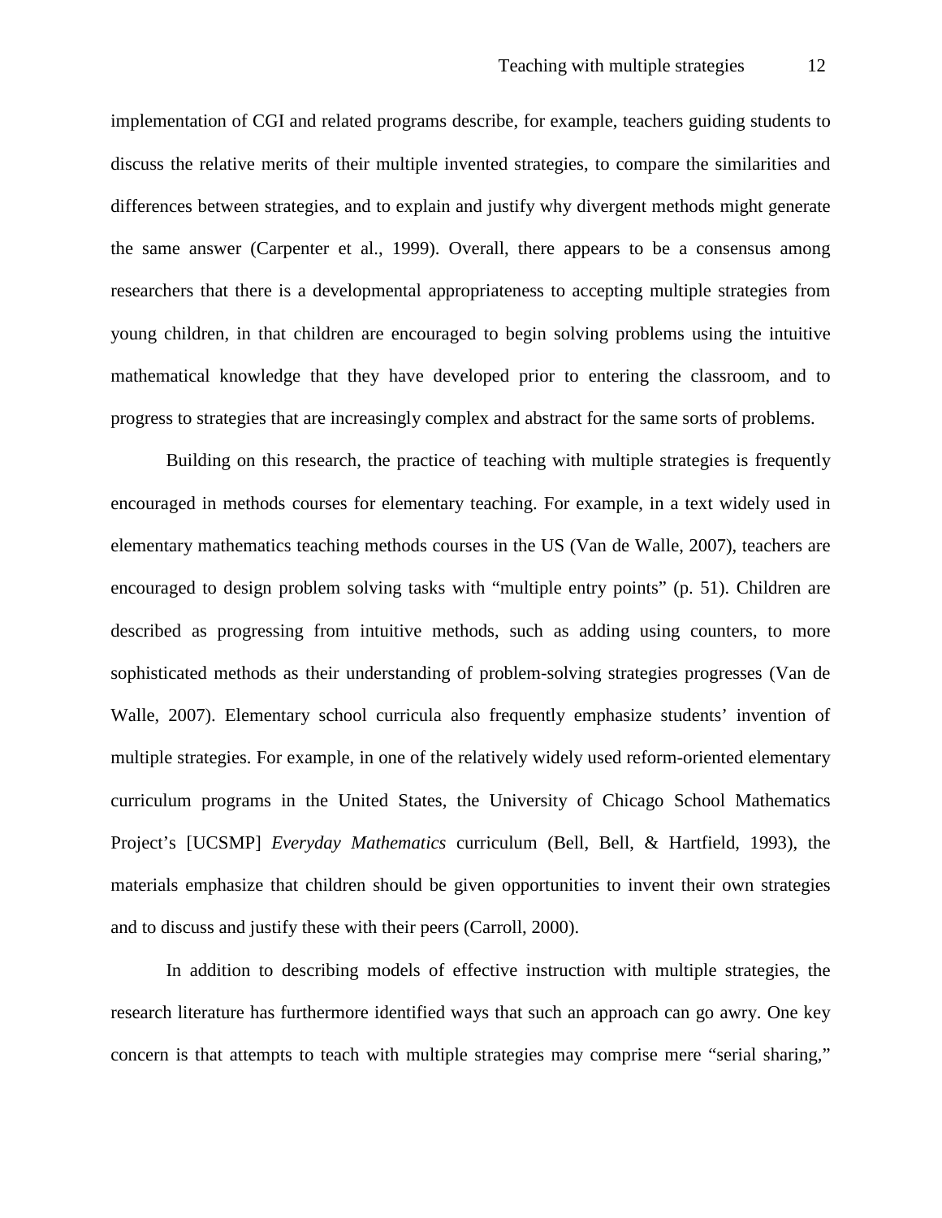implementation of CGI and related programs describe, for example, teachers guiding students to discuss the relative merits of their multiple invented strategies, to compare the similarities and differences between strategies, and to explain and justify why divergent methods might generate the same answer (Carpenter et al., 1999). Overall, there appears to be a consensus among researchers that there is a developmental appropriateness to accepting multiple strategies from young children, in that children are encouraged to begin solving problems using the intuitive mathematical knowledge that they have developed prior to entering the classroom, and to progress to strategies that are increasingly complex and abstract for the same sorts of problems.

Building on this research, the practice of teaching with multiple strategies is frequently encouraged in methods courses for elementary teaching. For example, in a text widely used in elementary mathematics teaching methods courses in the US (Van de Walle, 2007), teachers are encouraged to design problem solving tasks with "multiple entry points" (p. 51). Children are described as progressing from intuitive methods, such as adding using counters, to more sophisticated methods as their understanding of problem-solving strategies progresses (Van de Walle, 2007). Elementary school curricula also frequently emphasize students' invention of multiple strategies. For example, in one of the relatively widely used reform-oriented elementary curriculum programs in the United States, the University of Chicago School Mathematics Project's [UCSMP] *Everyday Mathematics* curriculum (Bell, Bell, & Hartfield, 1993), the materials emphasize that children should be given opportunities to invent their own strategies and to discuss and justify these with their peers (Carroll, 2000).

In addition to describing models of effective instruction with multiple strategies, the research literature has furthermore identified ways that such an approach can go awry. One key concern is that attempts to teach with multiple strategies may comprise mere "serial sharing,"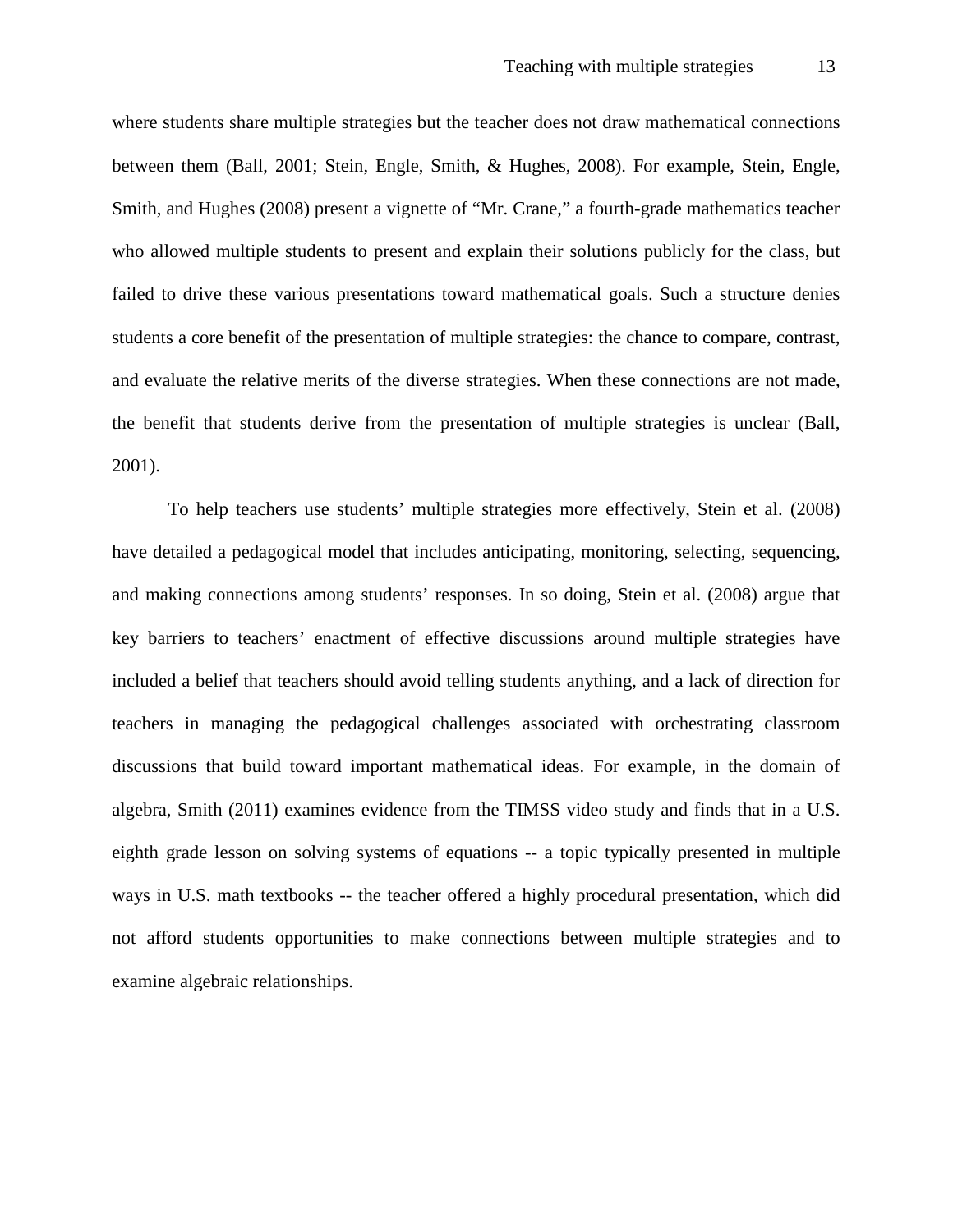where students share multiple strategies but the teacher does not draw mathematical connections between them (Ball, 2001; Stein, Engle, Smith, & Hughes, 2008). For example, Stein, Engle, Smith, and Hughes (2008) present a vignette of “Mr. Crane,” a fourth-grade mathematics teacher who allowed multiple students to present and explain their solutions publicly for the class, but failed to drive these various presentations toward mathematical goals. Such a structure denies students a core benefit of the presentation of multiple strategies: the chance to compare, contrast, and evaluate the relative merits of the diverse strategies. When these connections are not made, the benefit that students derive from the presentation of multiple strategies is unclear (Ball, 2001).

To help teachers use students’ multiple strategies more effectively, Stein et al. (2008) have detailed a pedagogical model that includes anticipating, monitoring, selecting, sequencing, and making connections among students’ responses. In so doing, Stein et al. (2008) argue that key barriers to teachers’ enactment of effective discussions around multiple strategies have included a belief that teachers should avoid telling students anything, and a lack of direction for teachers in managing the pedagogical challenges associated with orchestrating classroom discussions that build toward important mathematical ideas. For example, in the domain of algebra, Smith (2011) examines evidence from the TIMSS video study and finds that in a U.S. eighth grade lesson on solving systems of equations -- a topic typically presented in multiple ways in U.S. math textbooks -- the teacher offered a highly procedural presentation, which did not afford students opportunities to make connections between multiple strategies and to examine algebraic relationships.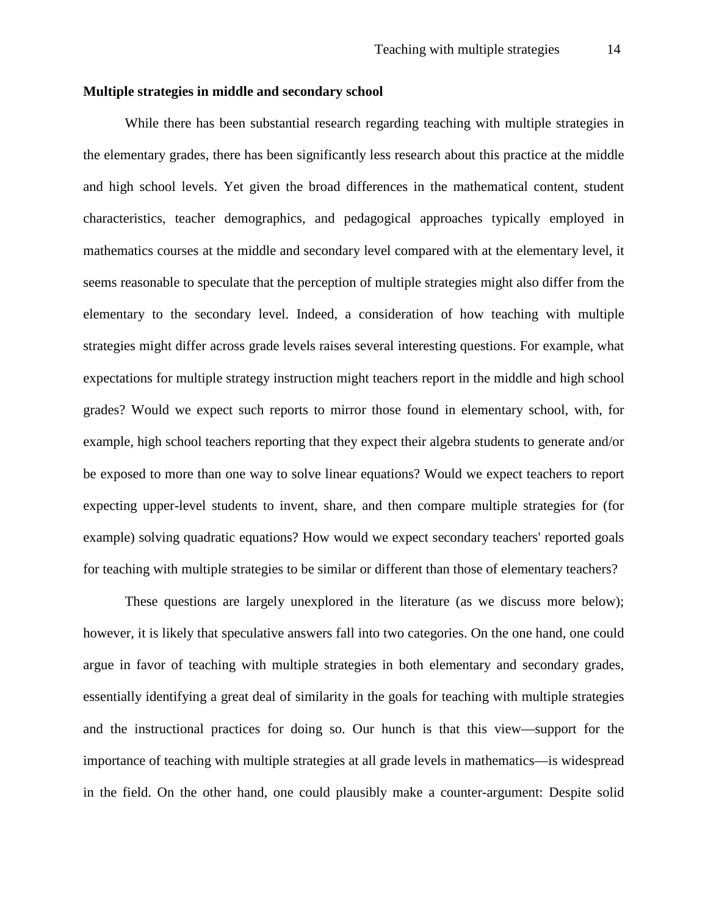**Multiple strategies in middle and secondary school**

While there has been substantial research regarding teaching with multiple strategies in the elementary grades, there has been significantly less research about this practice at the middle and high school levels. Yet given the broad differences in the mathematical content, student characteristics, teacher demographics, and pedagogical approaches typically employed in mathematics courses at the middle and secondary level compared with at the elementary level, it seems reasonable to speculate that the perception of multiple strategies might also differ from the elementary to the secondary level. Indeed, a consideration of how teaching with multiple strategies might differ across grade levels raises several interesting questions. For example, what expectations for multiple strategy instruction might teachers report in the middle and high school grades? Would we expect such reports to mirror those found in elementary school, with, for example, high school teachers reporting that they expect their algebra students to generate and/or be exposed to more than one way to solve linear equations? Would we expect teachers to report expecting upper-level students to invent, share, and then compare multiple strategies for (for example) solving quadratic equations? How would we expect secondary teachers' reported goals for teaching with multiple strategies to be similar or different than those of elementary teachers?

These questions are largely unexplored in the literature (as we discuss more below); however, it is likely that speculative answers fall into two categories. On the one hand, one could argue in favor of teaching with multiple strategies in both elementary and secondary grades, essentially identifying a great deal of similarity in the goals for teaching with multiple strategies and the instructional practices for doing so. Our hunch is that this view—support for the importance of teaching with multiple strategies at all grade levels in mathematics—is widespread in the field. On the other hand, one could plausibly make a counter-argument: Despite solid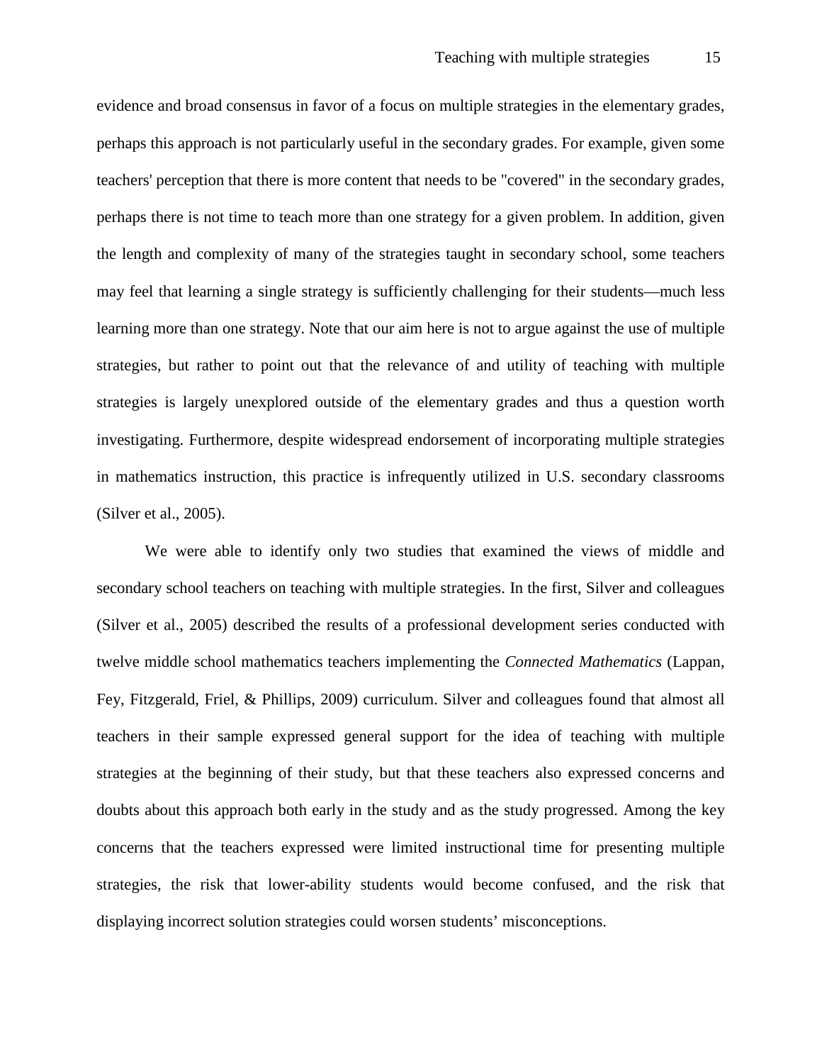evidence and broad consensus in favor of a focus on multiple strategies in the elementary grades, perhaps this approach is not particularly useful in the secondary grades. For example, given some teachers' perception that there is more content that needs to be "covered" in the secondary grades, perhaps there is not time to teach more than one strategy for a given problem. In addition, given the length and complexity of many of the strategies taught in secondary school, some teachers may feel that learning a single strategy is sufficiently challenging for their students—much less learning more than one strategy. Note that our aim here is not to argue against the use of multiple strategies, but rather to point out that the relevance of and utility of teaching with multiple strategies is largely unexplored outside of the elementary grades and thus a question worth investigating. Furthermore, despite widespread endorsement of incorporating multiple strategies in mathematics instruction, this practice is infrequently utilized in U.S. secondary classrooms (Silver et al., 2005).

We were able to identify only two studies that examined the views of middle and secondary school teachers on teaching with multiple strategies. In the first, Silver and colleagues (Silver et al., 2005) described the results of a professional development series conducted with twelve middle school mathematics teachers implementing the *Connected Mathematics* (Lappan, Fey, Fitzgerald, Friel, & Phillips, 2009) curriculum. Silver and colleagues found that almost all teachers in their sample expressed general support for the idea of teaching with multiple strategies at the beginning of their study, but that these teachers also expressed concerns and doubts about this approach both early in the study and as the study progressed. Among the key concerns that the teachers expressed were limited instructional time for presenting multiple strategies, the risk that lower-ability students would become confused, and the risk that displaying incorrect solution strategies could worsen students' misconceptions.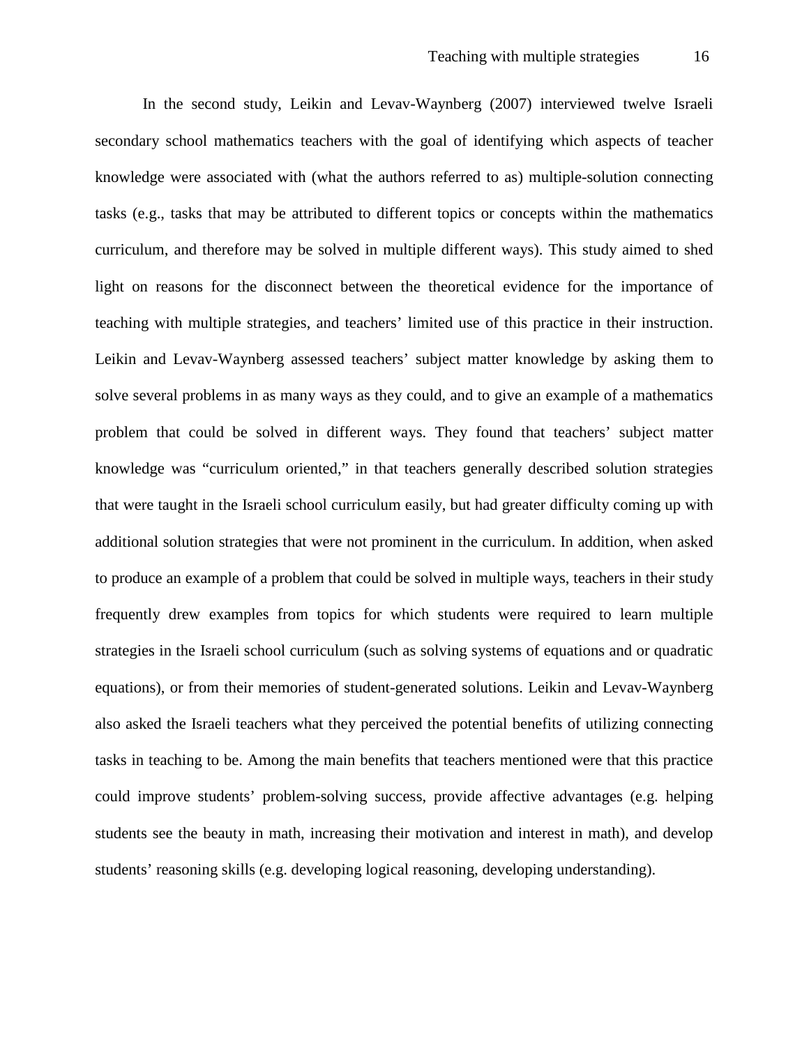In the second study, Leikin and Levav-Waynberg (2007) interviewed twelve Israeli secondary school mathematics teachers with the goal of identifying which aspects of teacher knowledge were associated with (what the authors referred to as) multiple-solution connecting tasks (e.g., tasks that may be attributed to different topics or concepts within the mathematics curriculum, and therefore may be solved in multiple different ways). This study aimed to shed light on reasons for the disconnect between the theoretical evidence for the importance of teaching with multiple strategies, and teachers' limited use of this practice in their instruction. Leikin and Levav-Waynberg assessed teachers' subject matter knowledge by asking them to solve several problems in as many ways as they could, and to give an example of a mathematics problem that could be solved in different ways. They found that teachers' subject matter knowledge was "curriculum oriented," in that teachers generally described solution strategies that were taught in the Israeli school curriculum easily, but had greater difficulty coming up with additional solution strategies that were not prominent in the curriculum. In addition, when asked to produce an example of a problem that could be solved in multiple ways, teachers in their study frequently drew examples from topics for which students were required to learn multiple strategies in the Israeli school curriculum (such as solving systems of equations and or quadratic equations), or from their memories of student-generated solutions. Leikin and Levav-Waynberg also asked the Israeli teachers what they perceived the potential benefits of utilizing connecting tasks in teaching to be. Among the main benefits that teachers mentioned were that this practice could improve students' problem-solving success, provide affective advantages (e.g. helping students see the beauty in math, increasing their motivation and interest in math), and develop students' reasoning skills (e.g. developing logical reasoning, developing understanding).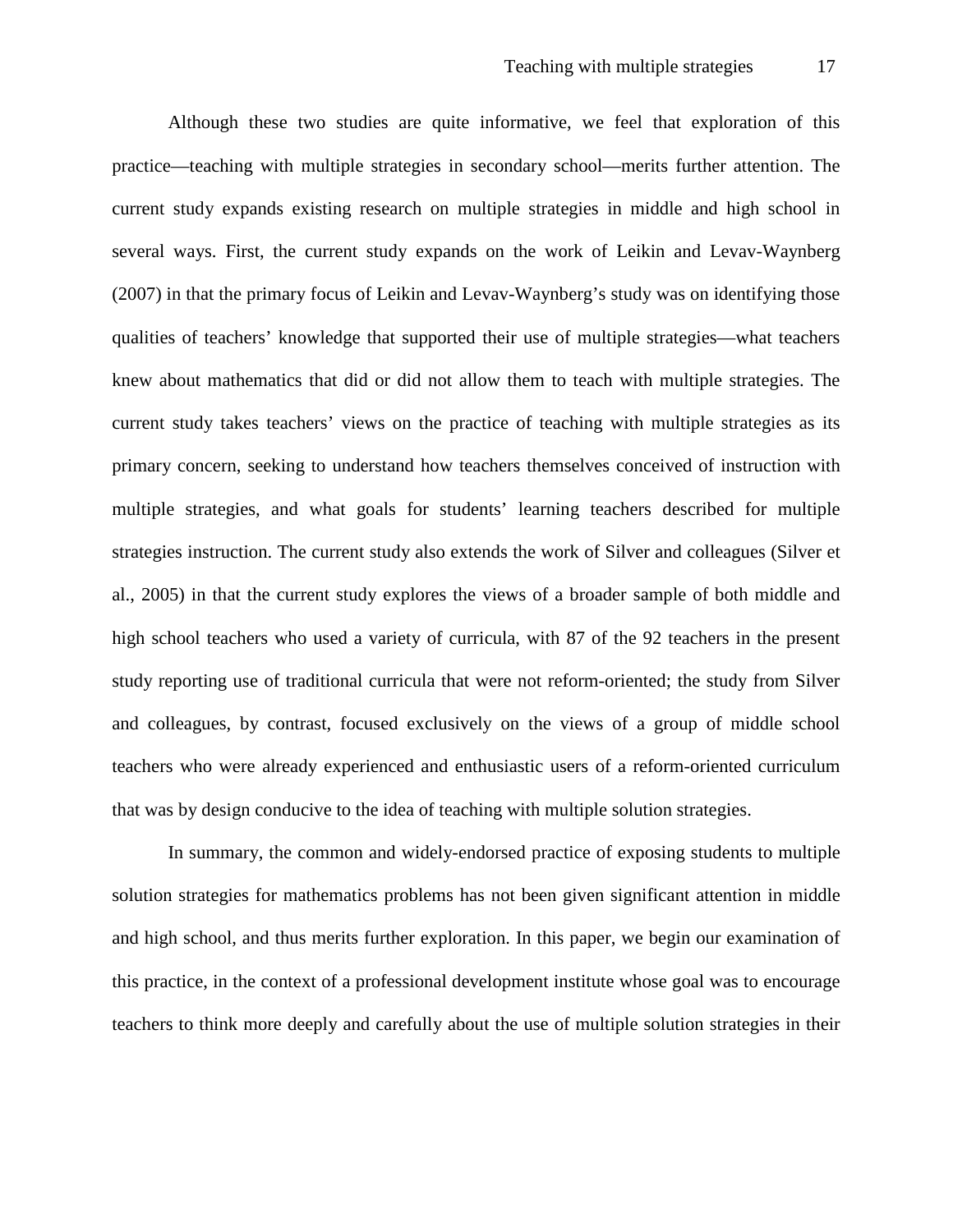Although these two studies are quite informative, we feel that exploration of this practice—teaching with multiple strategies in secondary school—merits further attention. The current study expands existing research on multiple strategies in middle and high school in several ways. First, the current study expands on the work of Leikin and Levav-Waynberg (2007) in that the primary focus of Leikin and Levav-Waynberg's study was on identifying those qualities of teachers' knowledge that supported their use of multiple strategies—what teachers knew about mathematics that did or did not allow them to teach with multiple strategies. The current study takes teachers' views on the practice of teaching with multiple strategies as its primary concern, seeking to understand how teachers themselves conceived of instruction with multiple strategies, and what goals for students' learning teachers described for multiple strategies instruction. The current study also extends the work of Silver and colleagues (Silver et al., 2005) in that the current study explores the views of a broader sample of both middle and high school teachers who used a variety of curricula, with 87 of the 92 teachers in the present study reporting use of traditional curricula that were not reform-oriented; the study from Silver and colleagues, by contrast, focused exclusively on the views of a group of middle school teachers who were already experienced and enthusiastic users of a reform-oriented curriculum that was by design conducive to the idea of teaching with multiple solution strategies.

In summary, the common and widely-endorsed practice of exposing students to multiple solution strategies for mathematics problems has not been given significant attention in middle and high school, and thus merits further exploration. In this paper, we begin our examination of this practice, in the context of a professional development institute whose goal was to encourage teachers to think more deeply and carefully about the use of multiple solution strategies in their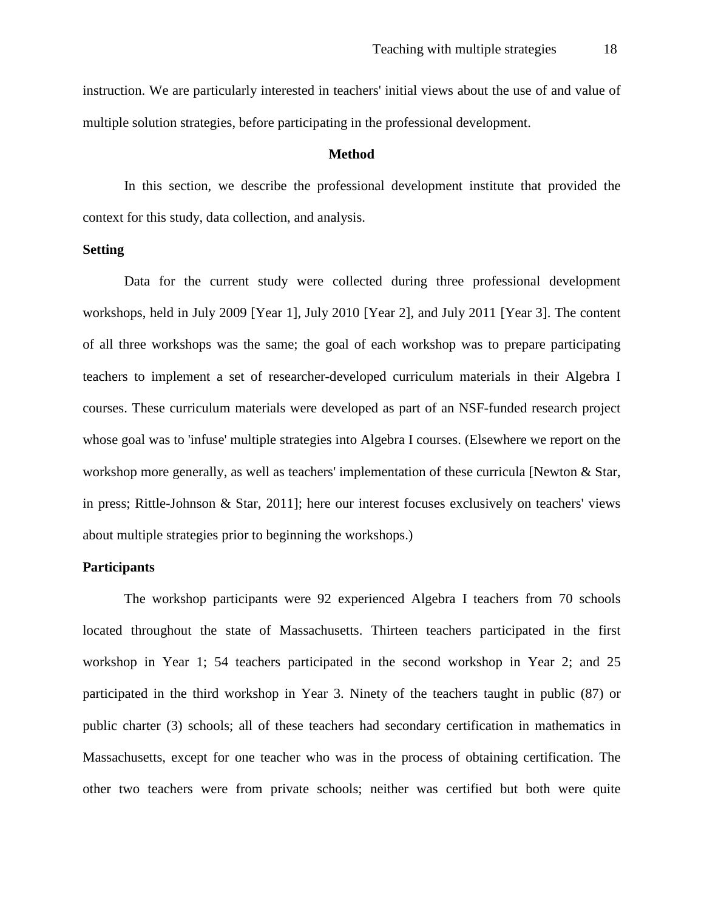instruction. We are particularly interested in teachers' initial views about the use of and value of multiple solution strategies, before participating in the professional development.

## Method

In this section, we describe the professional development institute that provided the context for this study, data collection, and analysis.

### Setting

Data for the current study were collected during three professional development workshops, held in July 2009 [Year 1], July 2010 [Year 2], and July 2011 [Year 3]. The content of all three workshops was the same; the goal of each workshop was to prepare participating teachers to implement a set of researcher-developed curriculum materials in their Algebra I courses. These curriculum materials were developed as part of an NSF-funded research project whose goal was to 'infuse' multiple strategies into Algebra I courses. (Elsewhere we report on the workshop more generally, as well as teachers' implementation of these curricula [Newton & Star, in press; Rittle-Johnson & Star, 2011]; here our interest focuses exclusively on teachers' views about multiple strategies prior to beginning the workshops.)

### Participants

The workshop participants were 92 experienced Algebra I teachers from 70 schools located throughout the state of Massachusetts. Thirteen teachers participated in the first workshop in Year 1; 54 teachers participated in the second workshop in Year 2; and 25 participated in the third workshop in Year 3. Ninety of the teachers taught in public (87) or public charter (3) schools; all of these teachers had secondary certification in mathematics in Massachusetts, except for one teacher who was in the process of obtaining certification. The other two teachers were from private schools; neither was certified but both were quite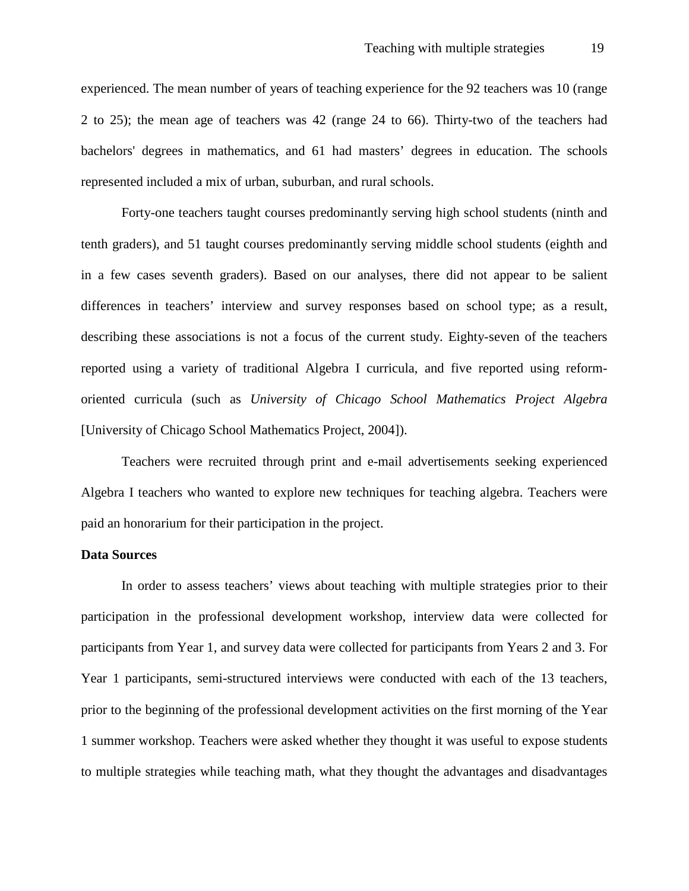experienced. The mean number of years of teaching experience for the 92 teachers was 10 (range 2 to 25); the mean age of teachers was 42 (range 24 to 66). Thirty-two of the teachers had bachelors' degrees in mathematics, and 61 had masters' degrees in education. The schools represented included a mix of urban, suburban, and rural schools.

Forty-one teachers taught courses predominantly serving high school students (ninth and tenth graders), and 51 taught courses predominantly serving middle school students (eighth and in a few cases seventh graders). Based on our analyses, there did not appear to be salient differences in teachers' interview and survey responses based on school type; as a result, describing these associations is not a focus of the current study. Eighty-seven of the teachers reported using a variety of traditional Algebra I curricula, and five reported using reform-oriented curricula (such as *University of Chicago School Mathematics Project Algebra* [University of Chicago School Mathematics Project, 2004]).

Teachers were recruited through print and e-mail advertisements seeking experienced Algebra I teachers who wanted to explore new techniques for teaching algebra. Teachers were paid an honorarium for their participation in the project.

**Data Sources**

In order to assess teachers' views about teaching with multiple strategies prior to their participation in the professional development workshop, interview data were collected for participants from Year 1, and survey data were collected for participants from Years 2 and 3. For Year 1 participants, semi-structured interviews were conducted with each of the 13 teachers, prior to the beginning of the professional development activities on the first morning of the Year 1 summer workshop. Teachers were asked whether they thought it was useful to expose students to multiple strategies while teaching math, what they thought the advantages and disadvantages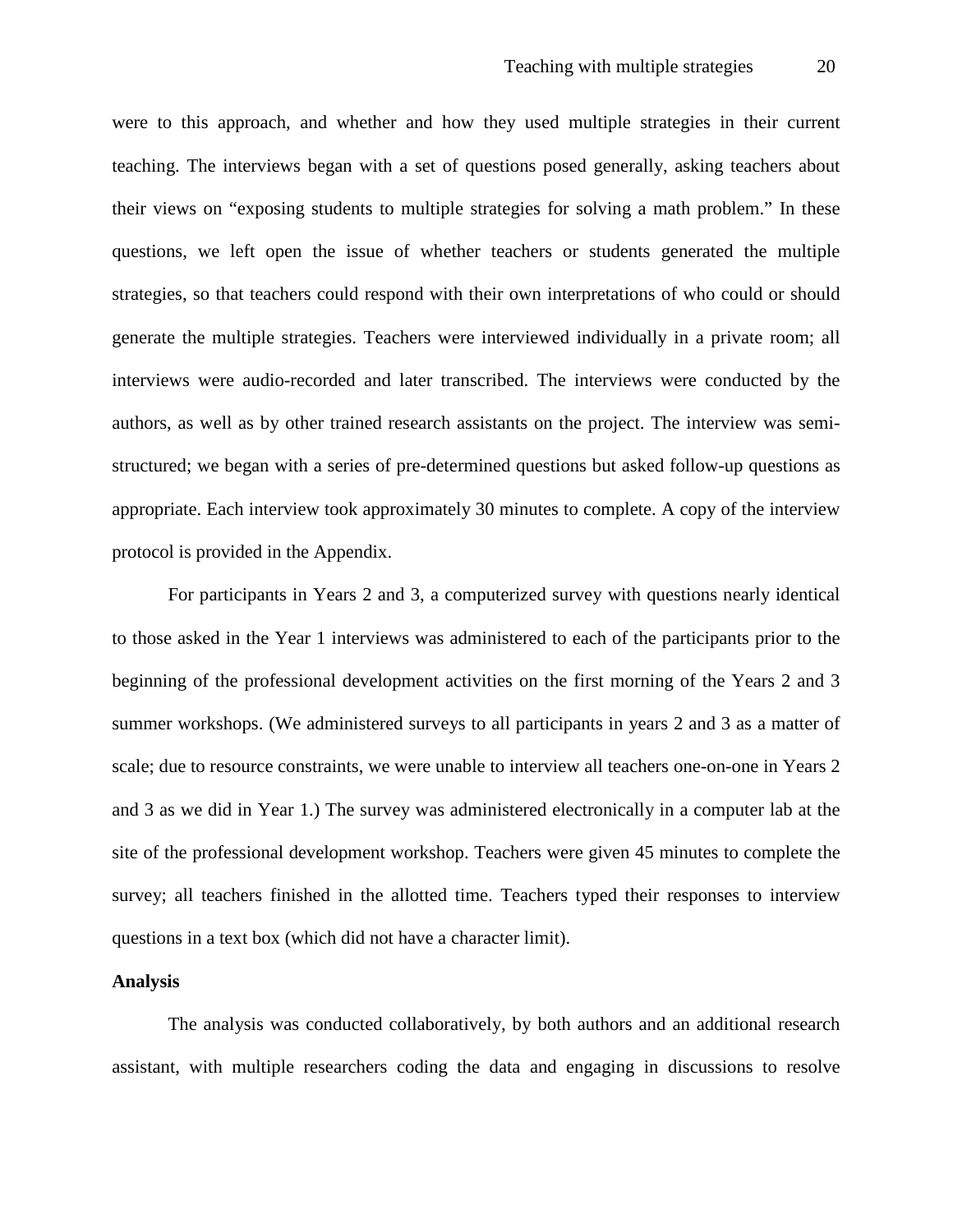were to this approach, and whether and how they used multiple strategies in their current teaching. The interviews began with a set of questions posed generally, asking teachers about their views on "exposing students to multiple strategies for solving a math problem." In these questions, we left open the issue of whether teachers or students generated the multiple strategies, so that teachers could respond with their own interpretations of who could or should generate the multiple strategies. Teachers were interviewed individually in a private room; all interviews were audio-recorded and later transcribed. The interviews were conducted by the authors, as well as by other trained research assistants on the project. The interview was semi-structured; we began with a series of pre-determined questions but asked follow-up questions as appropriate. Each interview took approximately 30 minutes to complete. A copy of the interview protocol is provided in the Appendix.

For participants in Years 2 and 3, a computerized survey with questions nearly identical to those asked in the Year 1 interviews was administered to each of the participants prior to the beginning of the professional development activities on the first morning of the Years 2 and 3 summer workshops. (We administered surveys to all participants in years 2 and 3 as a matter of scale; due to resource constraints, we were unable to interview all teachers one-on-one in Years 2 and 3 as we did in Year 1.) The survey was administered electronically in a computer lab at the site of the professional development workshop. Teachers were given 45 minutes to complete the survey; all teachers finished in the allotted time. Teachers typed their responses to interview questions in a text box (which did not have a character limit).

**Analysis**

The analysis was conducted collaboratively, by both authors and an additional research assistant, with multiple researchers coding the data and engaging in discussions to resolve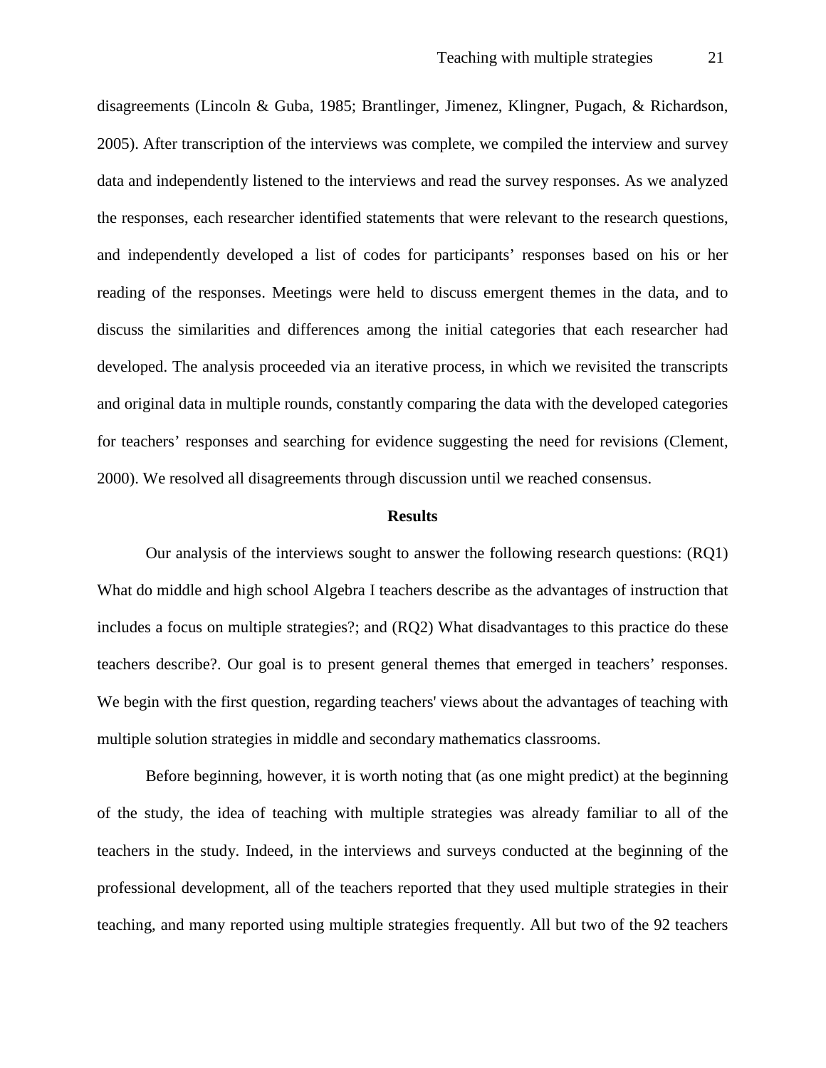disagreements (Lincoln & Guba, 1985; Brantlinger, Jimenez, Klingner, Pugach, & Richardson, 2005). After transcription of the interviews was complete, we compiled the interview and survey data and independently listened to the interviews and read the survey responses. As we analyzed the responses, each researcher identified statements that were relevant to the research questions, and independently developed a list of codes for participants' responses based on his or her reading of the responses. Meetings were held to discuss emergent themes in the data, and to discuss the similarities and differences among the initial categories that each researcher had developed. The analysis proceeded via an iterative process, in which we revisited the transcripts and original data in multiple rounds, constantly comparing the data with the developed categories for teachers' responses and searching for evidence suggesting the need for revisions (Clement, 2000). We resolved all disagreements through discussion until we reached consensus.

## Results

Our analysis of the interviews sought to answer the following research questions: (RQ1) What do middle and high school Algebra I teachers describe as the advantages of instruction that includes a focus on multiple strategies?; and (RQ2) What disadvantages to this practice do these teachers describe?. Our goal is to present general themes that emerged in teachers' responses. We begin with the first question, regarding teachers' views about the advantages of teaching with multiple solution strategies in middle and secondary mathematics classrooms.

Before beginning, however, it is worth noting that (as one might predict) at the beginning of the study, the idea of teaching with multiple strategies was already familiar to all of the teachers in the study. Indeed, in the interviews and surveys conducted at the beginning of the professional development, all of the teachers reported that they used multiple strategies in their teaching, and many reported using multiple strategies frequently. All but two of the 92 teachers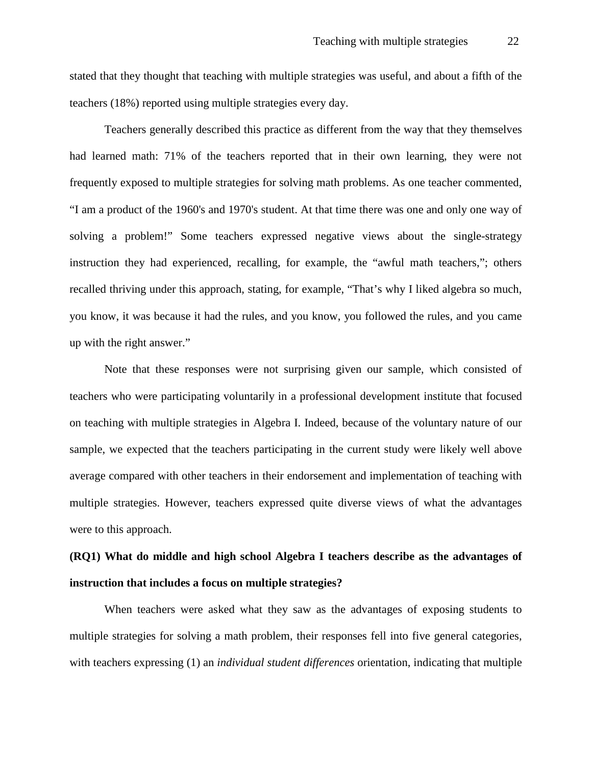stated that they thought that teaching with multiple strategies was useful, and about a fifth of the teachers (18%) reported using multiple strategies every day.

Teachers generally described this practice as different from the way that they themselves had learned math: 71% of the teachers reported that in their own learning, they were not frequently exposed to multiple strategies for solving math problems. As one teacher commented, “I am a product of the 1960's and 1970's student. At that time there was one and only one way of solving a problem!” Some teachers expressed negative views about the single-strategy instruction they had experienced, recalling, for example, the “awful math teachers,”; others recalled thriving under this approach, stating, for example, “That’s why I liked algebra so much, you know, it was because it had the rules, and you know, you followed the rules, and you came up with the right answer.”

Note that these responses were not surprising given our sample, which consisted of teachers who were participating voluntarily in a professional development institute that focused on teaching with multiple strategies in Algebra I. Indeed, because of the voluntary nature of our sample, we expected that the teachers participating in the current study were likely well above average compared with other teachers in their endorsement and implementation of teaching with multiple strategies. However, teachers expressed quite diverse views of what the advantages were to this approach.

**(RQ1) What do middle and high school Algebra I teachers describe as the advantages of instruction that includes a focus on multiple strategies?**

When teachers were asked what they saw as the advantages of exposing students to multiple strategies for solving a math problem, their responses fell into five general categories, with teachers expressing (1) an *individual student differences* orientation, indicating that multiple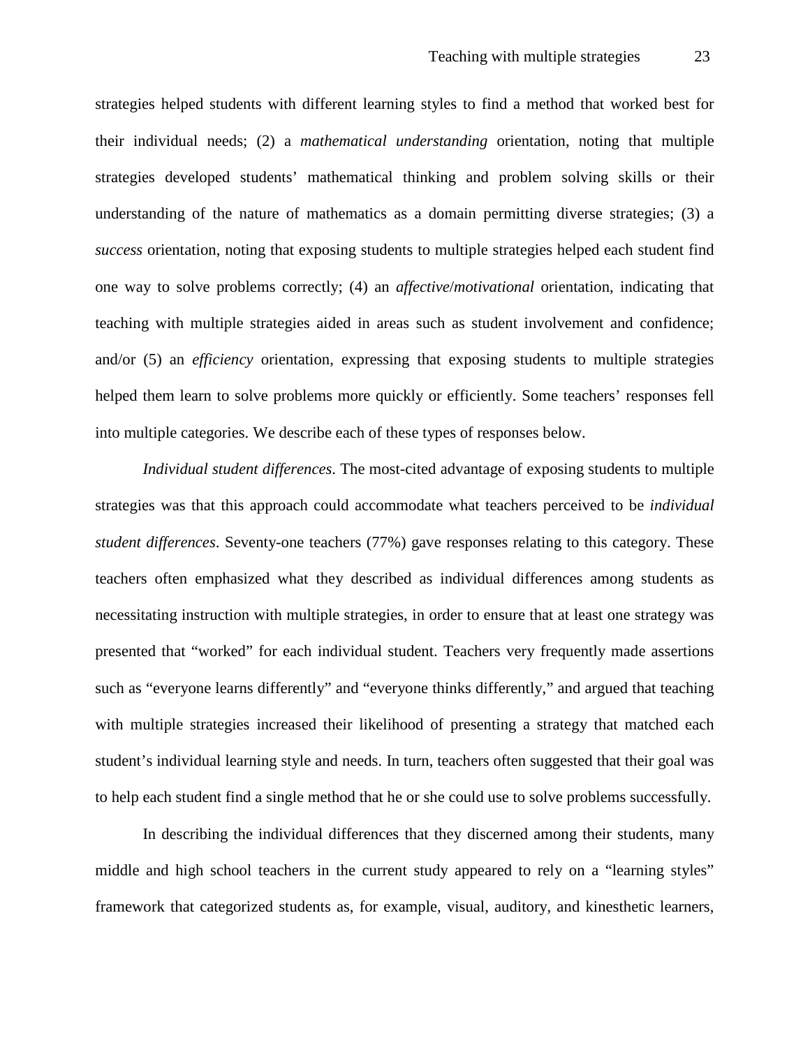strategies helped students with different learning styles to find a method that worked best for their individual needs; (2) a *mathematical understanding* orientation, noting that multiple strategies developed students' mathematical thinking and problem solving skills or their understanding of the nature of mathematics as a domain permitting diverse strategies; (3) a *success* orientation, noting that exposing students to multiple strategies helped each student find one way to solve problems correctly; (4) an *affective*/*motivational* orientation, indicating that teaching with multiple strategies aided in areas such as student involvement and confidence; and/or (5) an *efficiency* orientation, expressing that exposing students to multiple strategies helped them learn to solve problems more quickly or efficiently. Some teachers' responses fell into multiple categories. We describe each of these types of responses below.

*Individual student differences*. The most-cited advantage of exposing students to multiple strategies was that this approach could accommodate what teachers perceived to be *individual student differences*. Seventy-one teachers (77%) gave responses relating to this category. These teachers often emphasized what they described as individual differences among students as necessitating instruction with multiple strategies, in order to ensure that at least one strategy was presented that "worked" for each individual student. Teachers very frequently made assertions such as "everyone learns differently" and "everyone thinks differently," and argued that teaching with multiple strategies increased their likelihood of presenting a strategy that matched each student's individual learning style and needs. In turn, teachers often suggested that their goal was to help each student find a single method that he or she could use to solve problems successfully.

In describing the individual differences that they discerned among their students, many middle and high school teachers in the current study appeared to rely on a "learning styles" framework that categorized students as, for example, visual, auditory, and kinesthetic learners,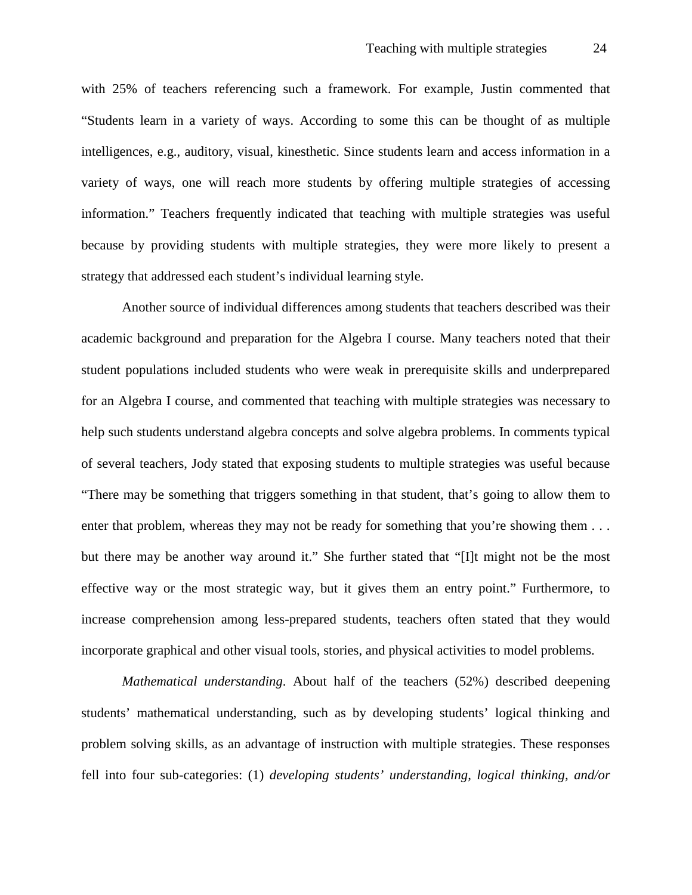with 25% of teachers referencing such a framework. For example, Justin commented that "Students learn in a variety of ways. According to some this can be thought of as multiple intelligences, e.g., auditory, visual, kinesthetic. Since students learn and access information in a variety of ways, one will reach more students by offering multiple strategies of accessing information." Teachers frequently indicated that teaching with multiple strategies was useful because by providing students with multiple strategies, they were more likely to present a strategy that addressed each student's individual learning style.

Another source of individual differences among students that teachers described was their academic background and preparation for the Algebra I course. Many teachers noted that their student populations included students who were weak in prerequisite skills and underprepared for an Algebra I course, and commented that teaching with multiple strategies was necessary to help such students understand algebra concepts and solve algebra problems. In comments typical of several teachers, Jody stated that exposing students to multiple strategies was useful because "There may be something that triggers something in that student, that's going to allow them to enter that problem, whereas they may not be ready for something that you're showing them . . . but there may be another way around it." She further stated that "[I]t might not be the most effective way or the most strategic way, but it gives them an entry point." Furthermore, to increase comprehension among less-prepared students, teachers often stated that they would incorporate graphical and other visual tools, stories, and physical activities to model problems.

*Mathematical understanding*. About half of the teachers (52%) described deepening students' mathematical understanding, such as by developing students' logical thinking and problem solving skills, as an advantage of instruction with multiple strategies. These responses fell into four sub-categories: (1) *developing students' understanding, logical thinking, and/or*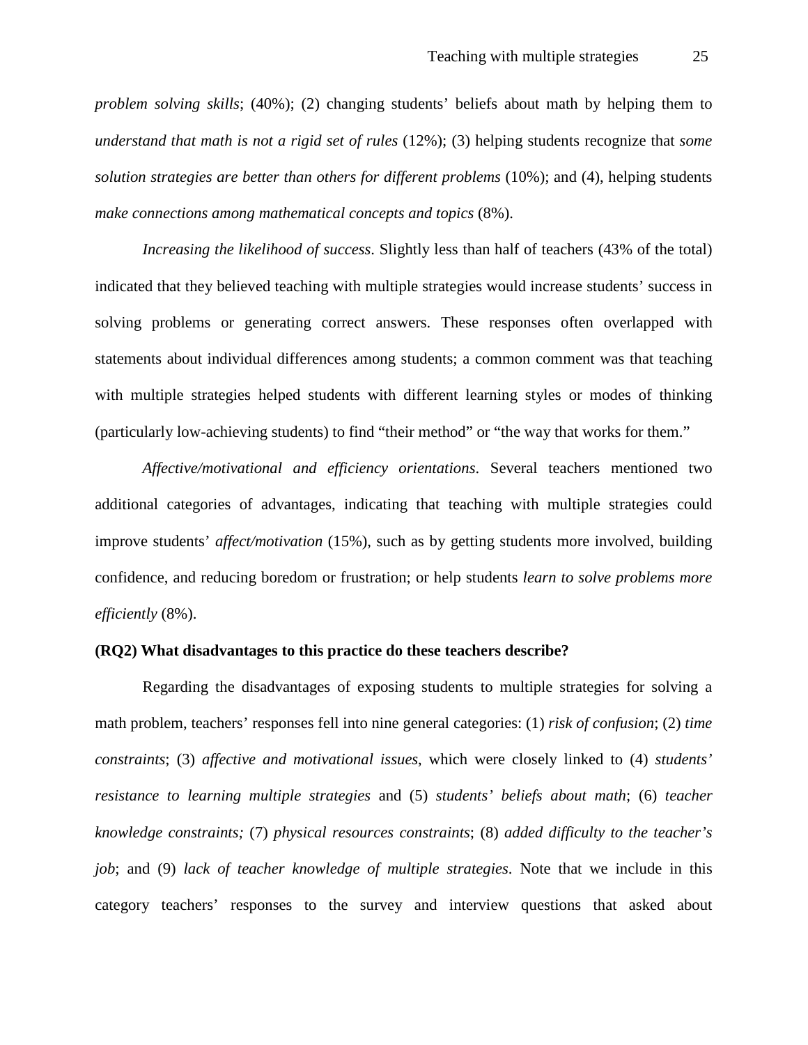*problem solving skills*; (40%); (2) changing students' beliefs about math by helping them to *understand that math is not a rigid set of rules* (12%); (3) helping students recognize that *some solution strategies are better than others for different problems* (10%); and (4), helping students *make connections among mathematical concepts and topics* (8%).

*Increasing the likelihood of success*. Slightly less than half of teachers (43% of the total) indicated that they believed teaching with multiple strategies would increase students' success in solving problems or generating correct answers. These responses often overlapped with statements about individual differences among students; a common comment was that teaching with multiple strategies helped students with different learning styles or modes of thinking (particularly low-achieving students) to find "their method" or "the way that works for them."

*Affective/motivational and efficiency orientations*. Several teachers mentioned two additional categories of advantages, indicating that teaching with multiple strategies could improve students' *affect/motivation* (15%), such as by getting students more involved, building confidence, and reducing boredom or frustration; or help students *learn to solve problems more efficiently* (8%).

**(RQ2) What disadvantages to this practice do these teachers describe?**

Regarding the disadvantages of exposing students to multiple strategies for solving a math problem, teachers' responses fell into nine general categories: (1) *risk of confusion*; (2) *time constraints*; (3) *affective and motivational issues*, which were closely linked to (4) *students' resistance to learning multiple strategies* and (5) *students' beliefs about math*; (6) *teacher knowledge constraints;* (7) *physical resources constraints*; (8) *added difficulty to the teacher's job*; and (9) *lack of teacher knowledge of multiple strategies*. Note that we include in this category teachers' responses to the survey and interview questions that asked about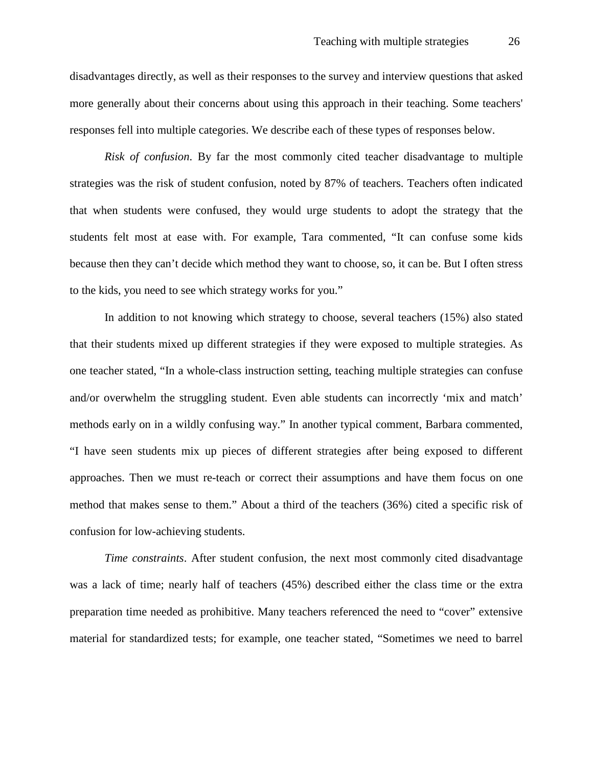disadvantages directly, as well as their responses to the survey and interview questions that asked more generally about their concerns about using this approach in their teaching. Some teachers' responses fell into multiple categories. We describe each of these types of responses below.

*Risk of confusion*. By far the most commonly cited teacher disadvantage to multiple strategies was the risk of student confusion, noted by 87% of teachers. Teachers often indicated that when students were confused, they would urge students to adopt the strategy that the students felt most at ease with. For example, Tara commented, "It can confuse some kids because then they can't decide which method they want to choose, so, it can be. But I often stress to the kids, you need to see which strategy works for you."

In addition to not knowing which strategy to choose, several teachers (15%) also stated that their students mixed up different strategies if they were exposed to multiple strategies. As one teacher stated, "In a whole-class instruction setting, teaching multiple strategies can confuse and/or overwhelm the struggling student. Even able students can incorrectly 'mix and match' methods early on in a wildly confusing way." In another typical comment, Barbara commented, "I have seen students mix up pieces of different strategies after being exposed to different approaches. Then we must re-teach or correct their assumptions and have them focus on one method that makes sense to them." About a third of the teachers (36%) cited a specific risk of confusion for low-achieving students.

*Time constraints*. After student confusion, the next most commonly cited disadvantage was a lack of time; nearly half of teachers (45%) described either the class time or the extra preparation time needed as prohibitive. Many teachers referenced the need to "cover" extensive material for standardized tests; for example, one teacher stated, "Sometimes we need to barrel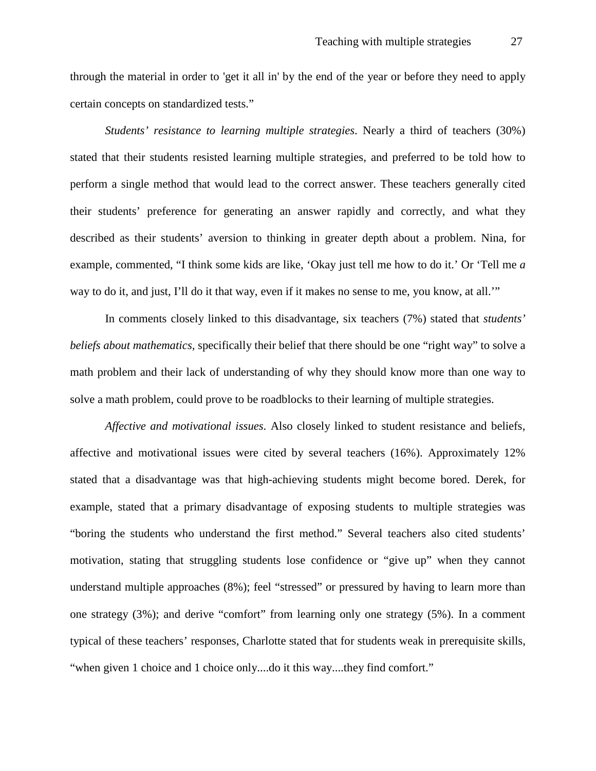through the material in order to 'get it all in' by the end of the year or before they need to apply certain concepts on standardized tests."

*Students' resistance to learning multiple strategies*. Nearly a third of teachers (30%) stated that their students resisted learning multiple strategies, and preferred to be told how to perform a single method that would lead to the correct answer. These teachers generally cited their students' preference for generating an answer rapidly and correctly, and what they described as their students' aversion to thinking in greater depth about a problem. Nina, for example, commented, "I think some kids are like, 'Okay just tell me how to do it.' Or 'Tell me *a* way to do it, and just, I'll do it that way, even if it makes no sense to me, you know, at all.'"

In comments closely linked to this disadvantage, six teachers (7%) stated that *students' beliefs about mathematics*, specifically their belief that there should be one "right way" to solve a math problem and their lack of understanding of why they should know more than one way to solve a math problem, could prove to be roadblocks to their learning of multiple strategies.

*Affective and motivational issues*. Also closely linked to student resistance and beliefs, affective and motivational issues were cited by several teachers (16%). Approximately 12% stated that a disadvantage was that high-achieving students might become bored. Derek, for example, stated that a primary disadvantage of exposing students to multiple strategies was "boring the students who understand the first method." Several teachers also cited students' motivation, stating that struggling students lose confidence or "give up" when they cannot understand multiple approaches (8%); feel "stressed" or pressured by having to learn more than one strategy (3%); and derive "comfort" from learning only one strategy (5%). In a comment typical of these teachers' responses, Charlotte stated that for students weak in prerequisite skills, "when given 1 choice and 1 choice only....do it this way....they find comfort."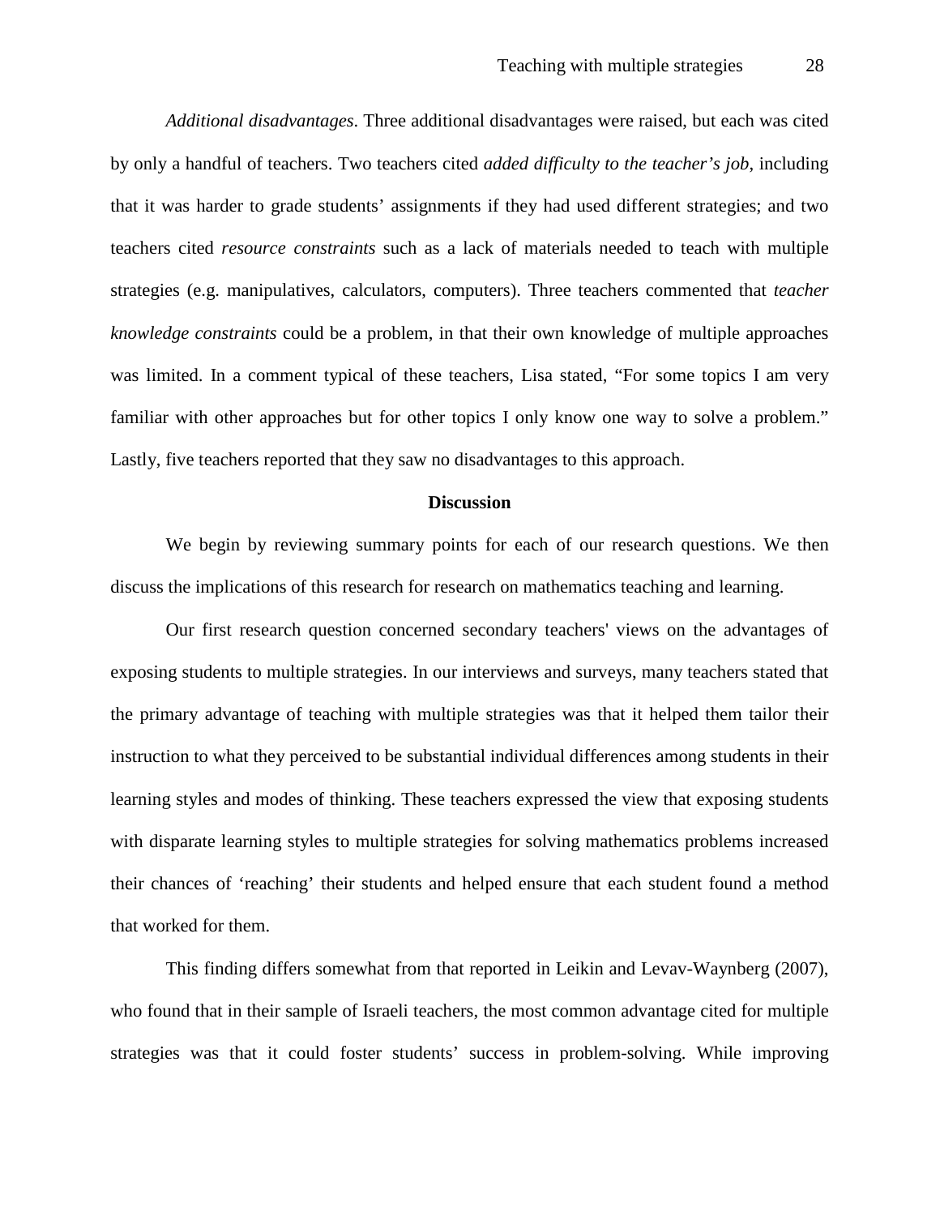*Additional disadvantages*. Three additional disadvantages were raised, but each was cited by only a handful of teachers. Two teachers cited *added difficulty to the teacher's job*, including that it was harder to grade students' assignments if they had used different strategies; and two teachers cited *resource constraints* such as a lack of materials needed to teach with multiple strategies (e.g. manipulatives, calculators, computers). Three teachers commented that *teacher knowledge constraints* could be a problem, in that their own knowledge of multiple approaches was limited. In a comment typical of these teachers, Lisa stated, "For some topics I am very familiar with other approaches but for other topics I only know one way to solve a problem." Lastly, five teachers reported that they saw no disadvantages to this approach.

## Discussion

We begin by reviewing summary points for each of our research questions. We then discuss the implications of this research for research on mathematics teaching and learning.

Our first research question concerned secondary teachers' views on the advantages of exposing students to multiple strategies. In our interviews and surveys, many teachers stated that the primary advantage of teaching with multiple strategies was that it helped them tailor their instruction to what they perceived to be substantial individual differences among students in their learning styles and modes of thinking. These teachers expressed the view that exposing students with disparate learning styles to multiple strategies for solving mathematics problems increased their chances of 'reaching' their students and helped ensure that each student found a method that worked for them.

This finding differs somewhat from that reported in Leikin and Levav-Waynberg (2007), who found that in their sample of Israeli teachers, the most common advantage cited for multiple strategies was that it could foster students' success in problem-solving. While improving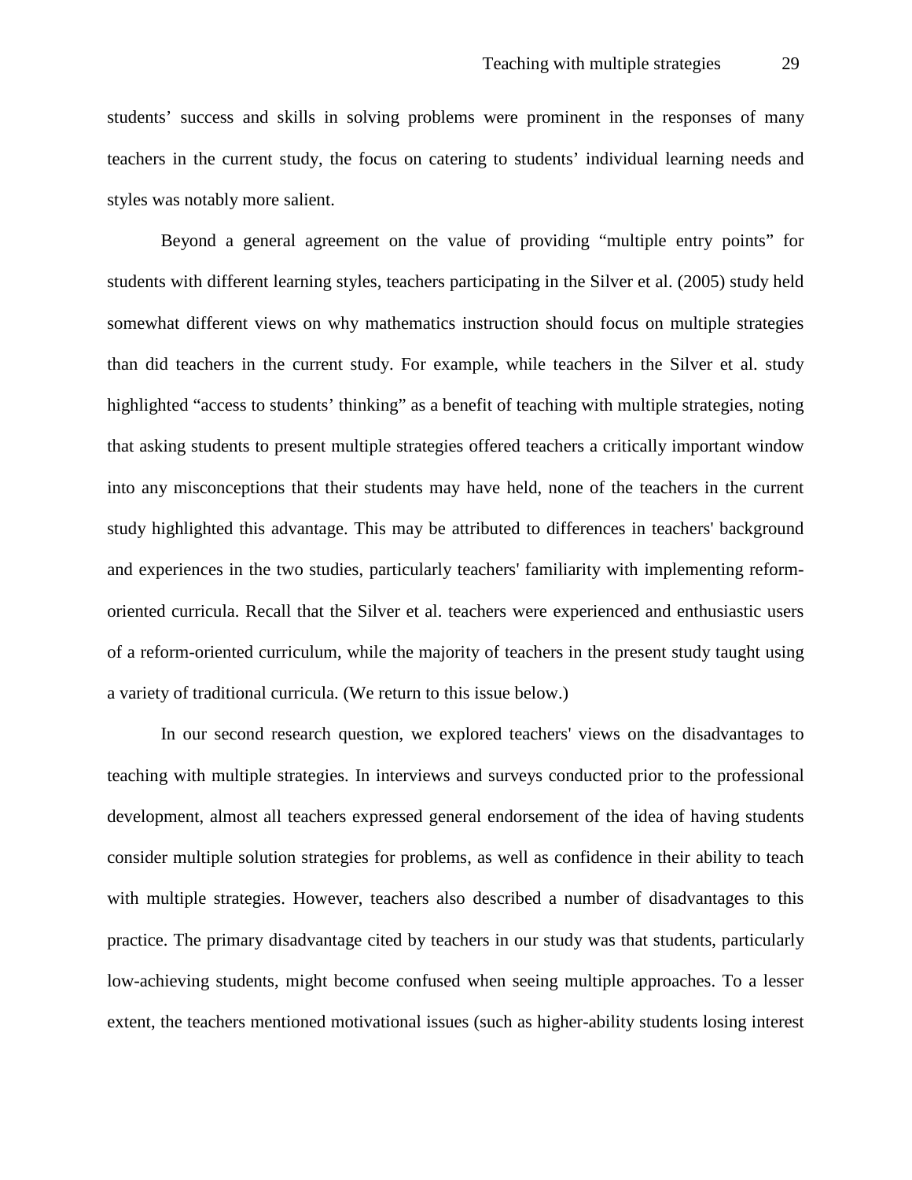students' success and skills in solving problems were prominent in the responses of many teachers in the current study, the focus on catering to students' individual learning needs and styles was notably more salient.

Beyond a general agreement on the value of providing "multiple entry points" for students with different learning styles, teachers participating in the Silver et al. (2005) study held somewhat different views on why mathematics instruction should focus on multiple strategies than did teachers in the current study. For example, while teachers in the Silver et al. study highlighted "access to students' thinking" as a benefit of teaching with multiple strategies, noting that asking students to present multiple strategies offered teachers a critically important window into any misconceptions that their students may have held, none of the teachers in the current study highlighted this advantage. This may be attributed to differences in teachers' background and experiences in the two studies, particularly teachers' familiarity with implementing reform-oriented curricula. Recall that the Silver et al. teachers were experienced and enthusiastic users of a reform-oriented curriculum, while the majority of teachers in the present study taught using a variety of traditional curricula. (We return to this issue below.)

In our second research question, we explored teachers' views on the disadvantages to teaching with multiple strategies. In interviews and surveys conducted prior to the professional development, almost all teachers expressed general endorsement of the idea of having students consider multiple solution strategies for problems, as well as confidence in their ability to teach with multiple strategies. However, teachers also described a number of disadvantages to this practice. The primary disadvantage cited by teachers in our study was that students, particularly low-achieving students, might become confused when seeing multiple approaches. To a lesser extent, the teachers mentioned motivational issues (such as higher-ability students losing interest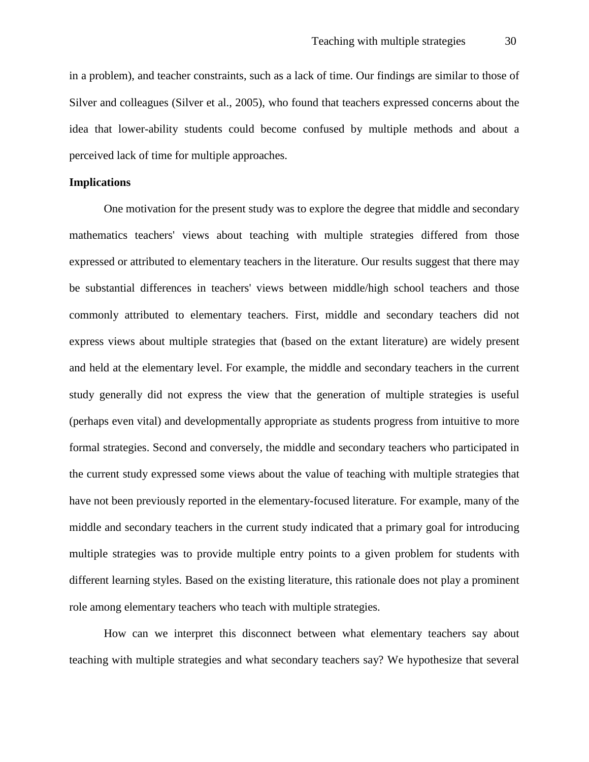in a problem), and teacher constraints, such as a lack of time. Our findings are similar to those of Silver and colleagues (Silver et al., 2005), who found that teachers expressed concerns about the idea that lower-ability students could become confused by multiple methods and about a perceived lack of time for multiple approaches.

**Implications**

One motivation for the present study was to explore the degree that middle and secondary mathematics teachers' views about teaching with multiple strategies differed from those expressed or attributed to elementary teachers in the literature. Our results suggest that there may be substantial differences in teachers' views between middle/high school teachers and those commonly attributed to elementary teachers. First, middle and secondary teachers did not express views about multiple strategies that (based on the extant literature) are widely present and held at the elementary level. For example, the middle and secondary teachers in the current study generally did not express the view that the generation of multiple strategies is useful (perhaps even vital) and developmentally appropriate as students progress from intuitive to more formal strategies. Second and conversely, the middle and secondary teachers who participated in the current study expressed some views about the value of teaching with multiple strategies that have not been previously reported in the elementary-focused literature. For example, many of the middle and secondary teachers in the current study indicated that a primary goal for introducing multiple strategies was to provide multiple entry points to a given problem for students with different learning styles. Based on the existing literature, this rationale does not play a prominent role among elementary teachers who teach with multiple strategies.

How can we interpret this disconnect between what elementary teachers say about teaching with multiple strategies and what secondary teachers say? We hypothesize that several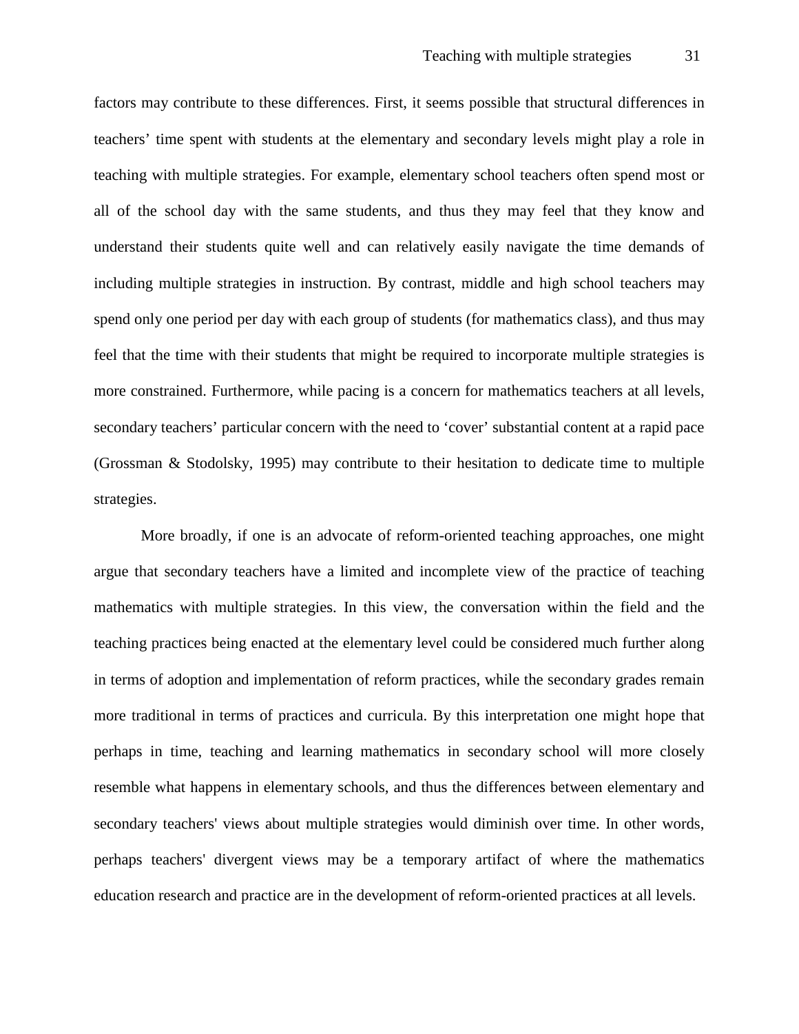factors may contribute to these differences. First, it seems possible that structural differences in teachers' time spent with students at the elementary and secondary levels might play a role in teaching with multiple strategies. For example, elementary school teachers often spend most or all of the school day with the same students, and thus they may feel that they know and understand their students quite well and can relatively easily navigate the time demands of including multiple strategies in instruction. By contrast, middle and high school teachers may spend only one period per day with each group of students (for mathematics class), and thus may feel that the time with their students that might be required to incorporate multiple strategies is more constrained. Furthermore, while pacing is a concern for mathematics teachers at all levels, secondary teachers' particular concern with the need to 'cover' substantial content at a rapid pace (Grossman & Stodolsky, 1995) may contribute to their hesitation to dedicate time to multiple strategies.

More broadly, if one is an advocate of reform-oriented teaching approaches, one might argue that secondary teachers have a limited and incomplete view of the practice of teaching mathematics with multiple strategies. In this view, the conversation within the field and the teaching practices being enacted at the elementary level could be considered much further along in terms of adoption and implementation of reform practices, while the secondary grades remain more traditional in terms of practices and curricula. By this interpretation one might hope that perhaps in time, teaching and learning mathematics in secondary school will more closely resemble what happens in elementary schools, and thus the differences between elementary and secondary teachers' views about multiple strategies would diminish over time. In other words, perhaps teachers' divergent views may be a temporary artifact of where the mathematics education research and practice are in the development of reform-oriented practices at all levels.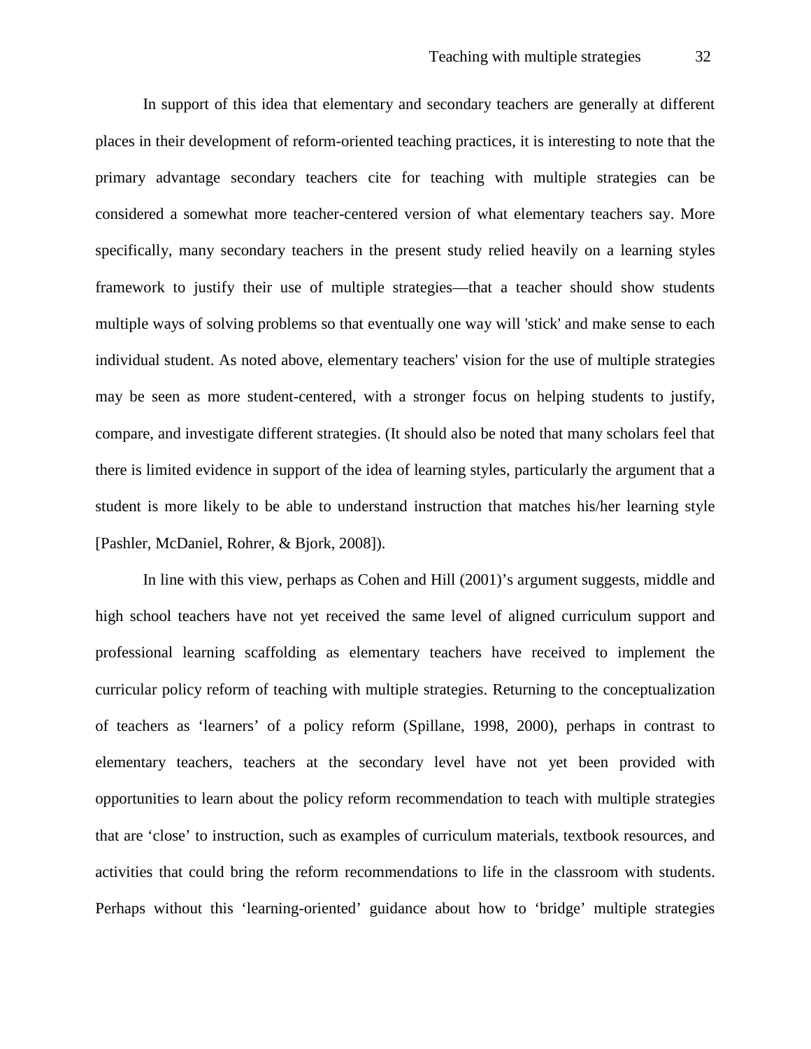In support of this idea that elementary and secondary teachers are generally at different places in their development of reform-oriented teaching practices, it is interesting to note that the primary advantage secondary teachers cite for teaching with multiple strategies can be considered a somewhat more teacher-centered version of what elementary teachers say. More specifically, many secondary teachers in the present study relied heavily on a learning styles framework to justify their use of multiple strategies—that a teacher should show students multiple ways of solving problems so that eventually one way will 'stick' and make sense to each individual student. As noted above, elementary teachers' vision for the use of multiple strategies may be seen as more student-centered, with a stronger focus on helping students to justify, compare, and investigate different strategies. (It should also be noted that many scholars feel that there is limited evidence in support of the idea of learning styles, particularly the argument that a student is more likely to be able to understand instruction that matches his/her learning style [Pashler, McDaniel, Rohrer, & Bjork, 2008]).

In line with this view, perhaps as Cohen and Hill (2001)'s argument suggests, middle and high school teachers have not yet received the same level of aligned curriculum support and professional learning scaffolding as elementary teachers have received to implement the curricular policy reform of teaching with multiple strategies. Returning to the conceptualization of teachers as 'learners' of a policy reform (Spillane, 1998, 2000), perhaps in contrast to elementary teachers, teachers at the secondary level have not yet been provided with opportunities to learn about the policy reform recommendation to teach with multiple strategies that are 'close' to instruction, such as examples of curriculum materials, textbook resources, and activities that could bring the reform recommendations to life in the classroom with students. Perhaps without this 'learning-oriented' guidance about how to 'bridge' multiple strategies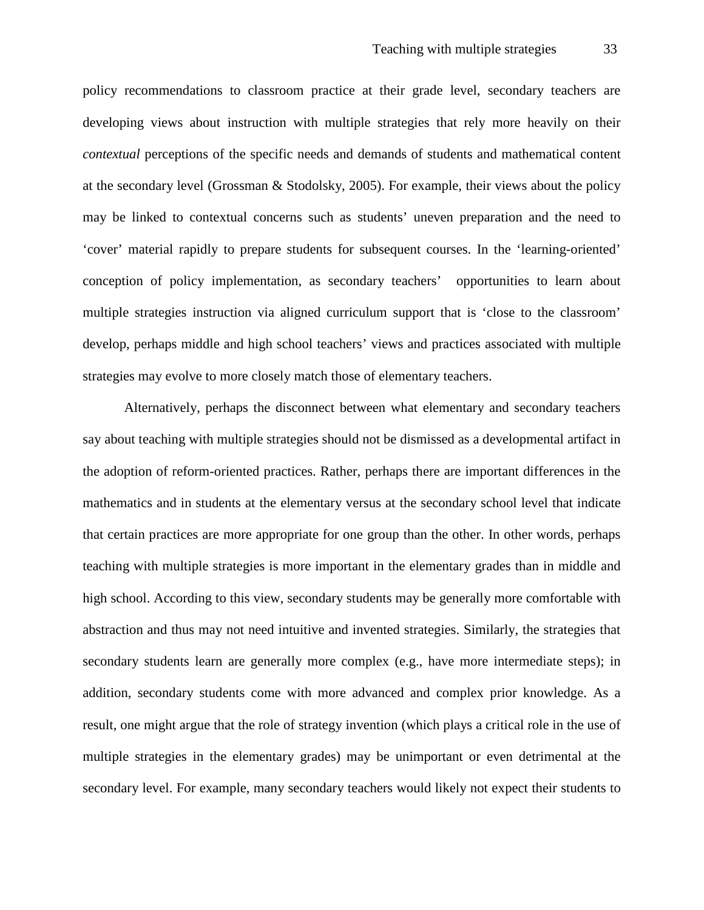policy recommendations to classroom practice at their grade level, secondary teachers are developing views about instruction with multiple strategies that rely more heavily on their *contextual* perceptions of the specific needs and demands of students and mathematical content at the secondary level (Grossman & Stodolsky, 2005). For example, their views about the policy may be linked to contextual concerns such as students' uneven preparation and the need to 'cover' material rapidly to prepare students for subsequent courses. In the 'learning-oriented' conception of policy implementation, as secondary teachers' opportunities to learn about multiple strategies instruction via aligned curriculum support that is 'close to the classroom' develop, perhaps middle and high school teachers' views and practices associated with multiple strategies may evolve to more closely match those of elementary teachers.

Alternatively, perhaps the disconnect between what elementary and secondary teachers say about teaching with multiple strategies should not be dismissed as a developmental artifact in the adoption of reform-oriented practices. Rather, perhaps there are important differences in the mathematics and in students at the elementary versus at the secondary school level that indicate that certain practices are more appropriate for one group than the other. In other words, perhaps teaching with multiple strategies is more important in the elementary grades than in middle and high school. According to this view, secondary students may be generally more comfortable with abstraction and thus may not need intuitive and invented strategies. Similarly, the strategies that secondary students learn are generally more complex (e.g., have more intermediate steps); in addition, secondary students come with more advanced and complex prior knowledge. As a result, one might argue that the role of strategy invention (which plays a critical role in the use of multiple strategies in the elementary grades) may be unimportant or even detrimental at the secondary level. For example, many secondary teachers would likely not expect their students to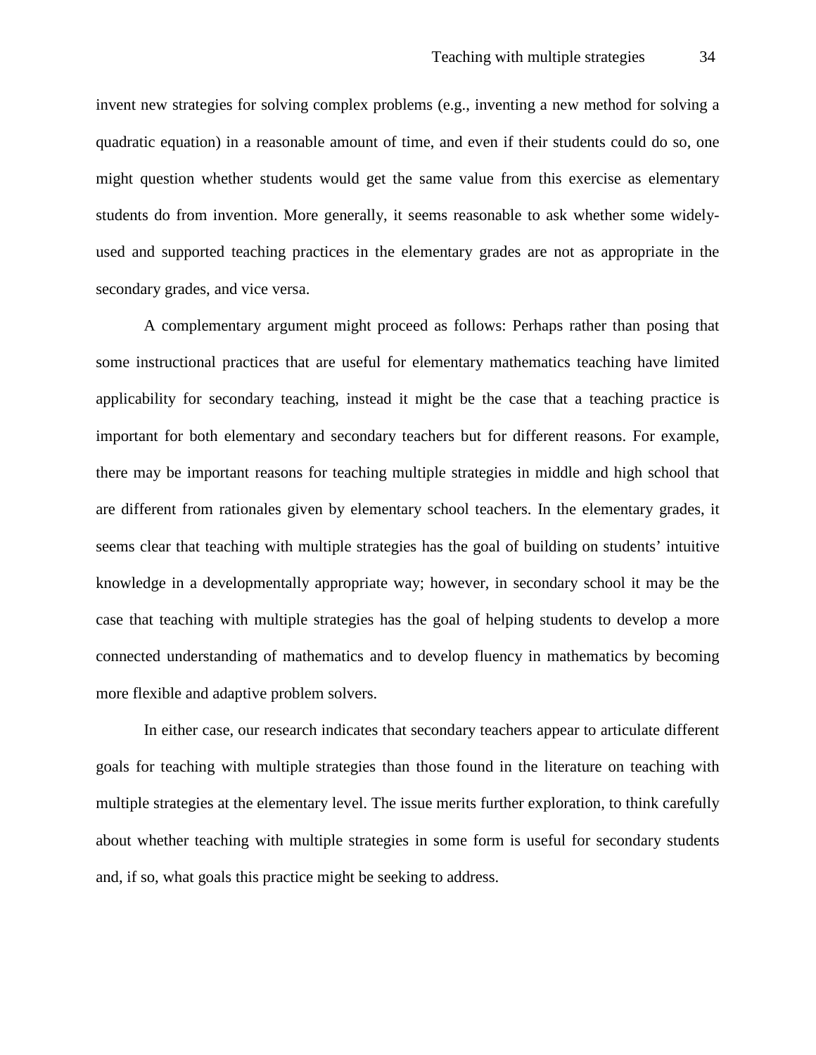invent new strategies for solving complex problems (e.g., inventing a new method for solving a quadratic equation) in a reasonable amount of time, and even if their students could do so, one might question whether students would get the same value from this exercise as elementary students do from invention. More generally, it seems reasonable to ask whether some widely-used and supported teaching practices in the elementary grades are not as appropriate in the secondary grades, and vice versa.

A complementary argument might proceed as follows: Perhaps rather than posing that some instructional practices that are useful for elementary mathematics teaching have limited applicability for secondary teaching, instead it might be the case that a teaching practice is important for both elementary and secondary teachers but for different reasons. For example, there may be important reasons for teaching multiple strategies in middle and high school that are different from rationales given by elementary school teachers. In the elementary grades, it seems clear that teaching with multiple strategies has the goal of building on students' intuitive knowledge in a developmentally appropriate way; however, in secondary school it may be the case that teaching with multiple strategies has the goal of helping students to develop a more connected understanding of mathematics and to develop fluency in mathematics by becoming more flexible and adaptive problem solvers.

In either case, our research indicates that secondary teachers appear to articulate different goals for teaching with multiple strategies than those found in the literature on teaching with multiple strategies at the elementary level. The issue merits further exploration, to think carefully about whether teaching with multiple strategies in some form is useful for secondary students and, if so, what goals this practice might be seeking to address.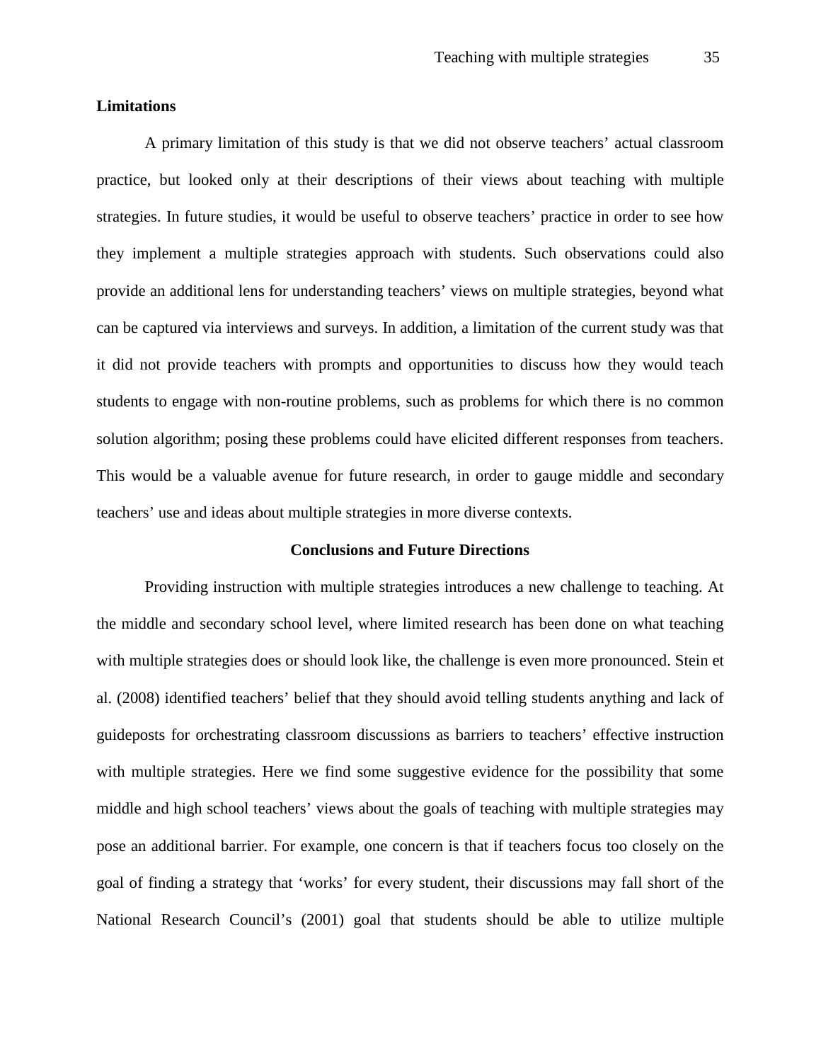**Limitations**

A primary limitation of this study is that we did not observe teachers' actual classroom practice, but looked only at their descriptions of their views about teaching with multiple strategies. In future studies, it would be useful to observe teachers' practice in order to see how they implement a multiple strategies approach with students. Such observations could also provide an additional lens for understanding teachers' views on multiple strategies, beyond what can be captured via interviews and surveys. In addition, a limitation of the current study was that it did not provide teachers with prompts and opportunities to discuss how they would teach students to engage with non-routine problems, such as problems for which there is no common solution algorithm; posing these problems could have elicited different responses from teachers. This would be a valuable avenue for future research, in order to gauge middle and secondary teachers' use and ideas about multiple strategies in more diverse contexts.

## Conclusions and Future Directions

Providing instruction with multiple strategies introduces a new challenge to teaching. At the middle and secondary school level, where limited research has been done on what teaching with multiple strategies does or should look like, the challenge is even more pronounced. Stein et al. (2008) identified teachers' belief that they should avoid telling students anything and lack of guideposts for orchestrating classroom discussions as barriers to teachers' effective instruction with multiple strategies. Here we find some suggestive evidence for the possibility that some middle and high school teachers' views about the goals of teaching with multiple strategies may pose an additional barrier. For example, one concern is that if teachers focus too closely on the goal of finding a strategy that 'works' for every student, their discussions may fall short of the National Research Council's (2001) goal that students should be able to utilize multiple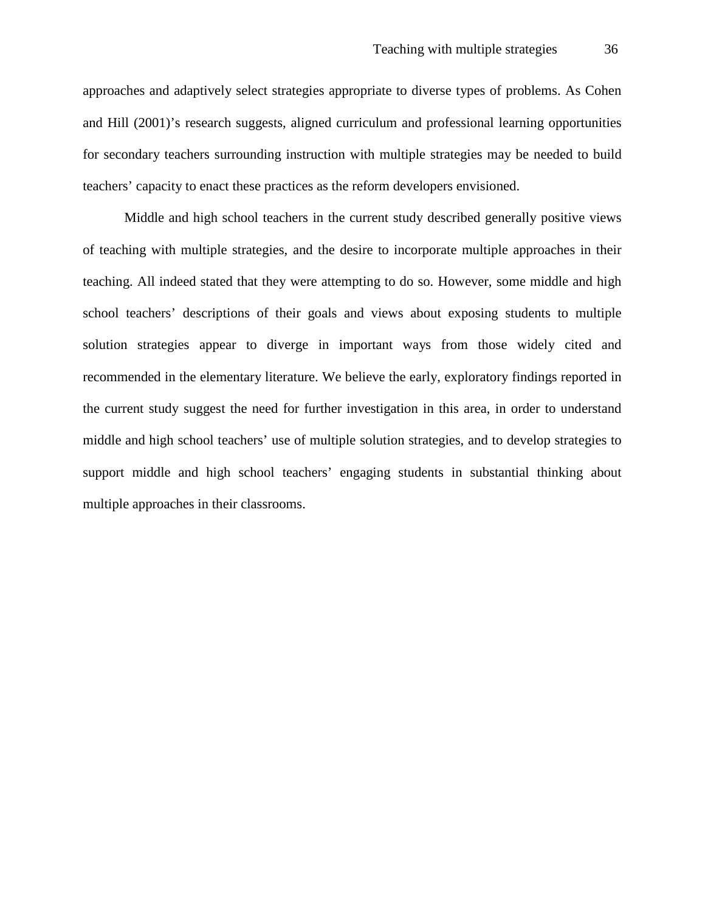approaches and adaptively select strategies appropriate to diverse types of problems. As Cohen and Hill (2001)'s research suggests, aligned curriculum and professional learning opportunities for secondary teachers surrounding instruction with multiple strategies may be needed to build teachers' capacity to enact these practices as the reform developers envisioned.

Middle and high school teachers in the current study described generally positive views of teaching with multiple strategies, and the desire to incorporate multiple approaches in their teaching. All indeed stated that they were attempting to do so. However, some middle and high school teachers' descriptions of their goals and views about exposing students to multiple solution strategies appear to diverge in important ways from those widely cited and recommended in the elementary literature. We believe the early, exploratory findings reported in the current study suggest the need for further investigation in this area, in order to understand middle and high school teachers' use of multiple solution strategies, and to develop strategies to support middle and high school teachers' engaging students in substantial thinking about multiple approaches in their classrooms.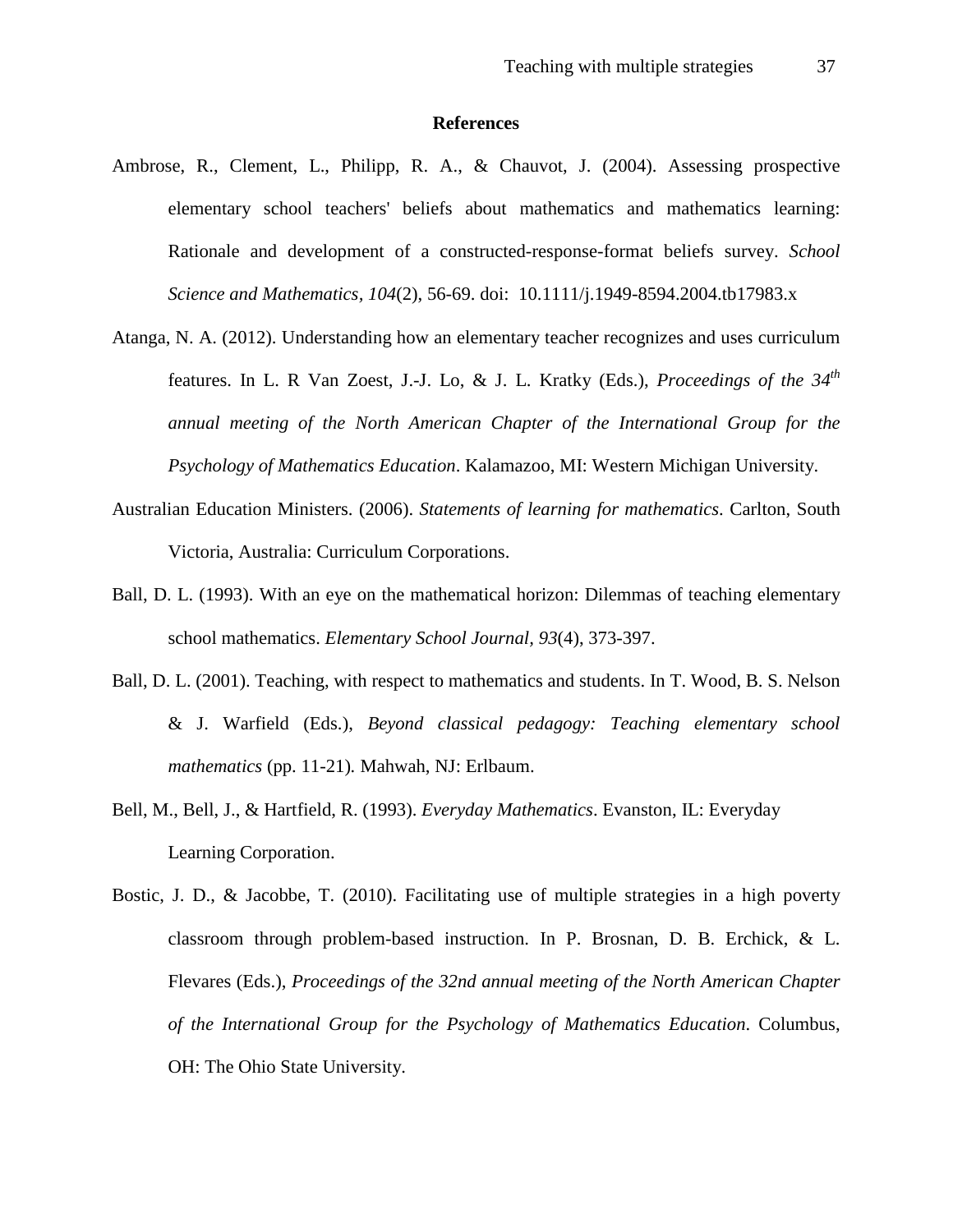# References

Ambrose, R., Clement, L., Philipp, R. A., & Chauvot, J. (2004). Assessing prospective elementary school teachers' beliefs about mathematics and mathematics learning: Rationale and development of a constructed-response-format beliefs survey. *School Science and Mathematics, 104*(2), 56-69. doi: 10.1111/j.1949-8594.2004.tb17983.x

Atanga, N. A. (2012). Understanding how an elementary teacher recognizes and uses curriculum features. In L. R Van Zoest, J.-J. Lo, & J. L. Kratky (Eds.), *Proceedings of the 34th annual meeting of the North American Chapter of the International Group for the Psychology of Mathematics Education*. Kalamazoo, MI: Western Michigan University.

Australian Education Ministers. (2006). *Statements of learning for mathematics*. Carlton, South Victoria, Australia: Curriculum Corporations.

Ball, D. L. (1993). With an eye on the mathematical horizon: Dilemmas of teaching elementary school mathematics. *Elementary School Journal, 93*(4), 373-397.

Ball, D. L. (2001). Teaching, with respect to mathematics and students. In T. Wood, B. S. Nelson & J. Warfield (Eds.), *Beyond classical pedagogy: Teaching elementary school mathematics* (pp. 11-21). Mahwah, NJ: Erlbaum.

Bell, M., Bell, J., & Hartfield, R. (1993). *Everyday Mathematics*. Evanston, IL: Everyday Learning Corporation.

Bostic, J. D., & Jacobbe, T. (2010). Facilitating use of multiple strategies in a high poverty classroom through problem-based instruction. In P. Brosnan, D. B. Erchick, & L. Flevares (Eds.), *Proceedings of the 32nd annual meeting of the North American Chapter of the International Group for the Psychology of Mathematics Education*. Columbus, OH: The Ohio State University.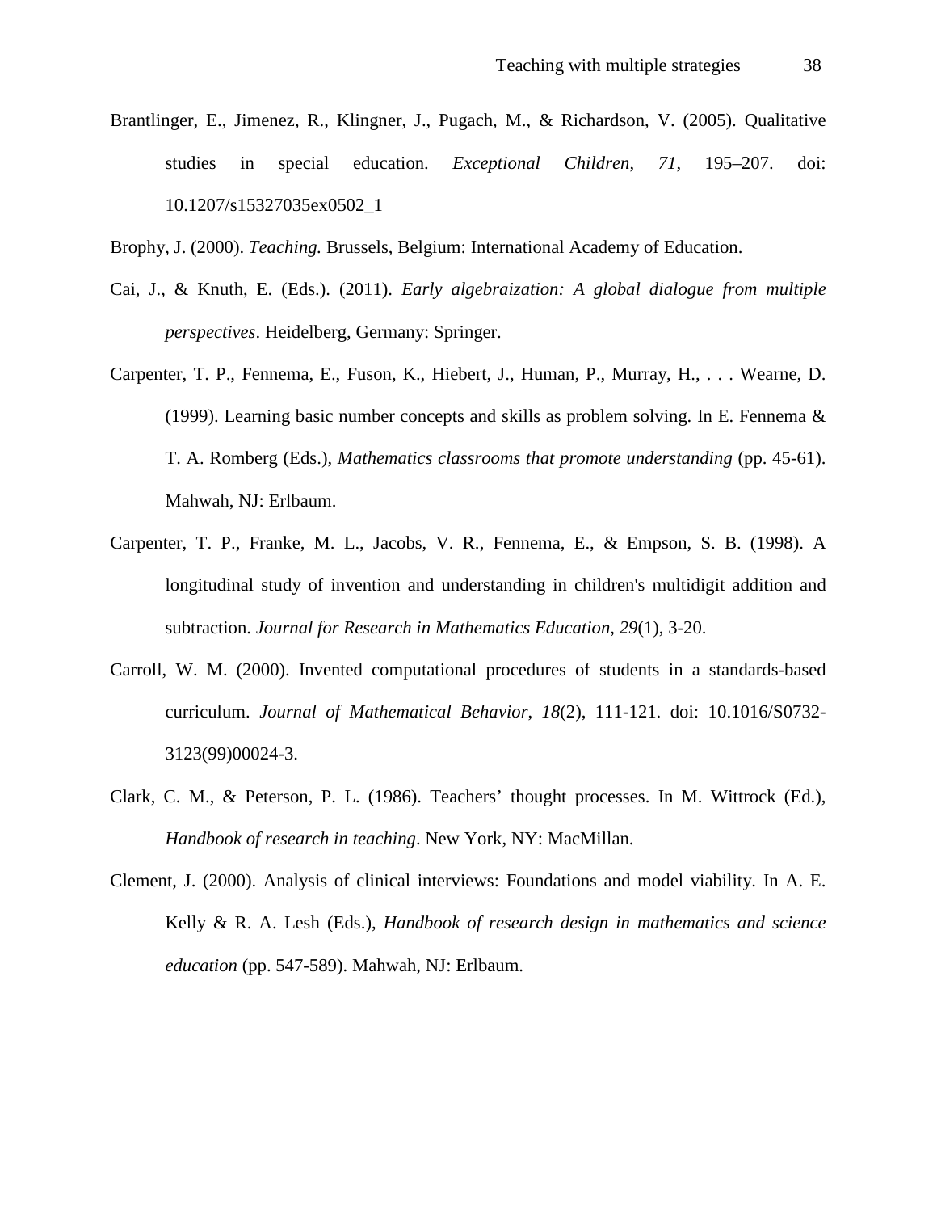Brantlinger, E., Jimenez, R., Klingner, J., Pugach, M., & Richardson, V. (2005). Qualitative studies in special education. *Exceptional Children*, *71*, 195–207. doi: 10.1207/s15327035ex0502_1

Brophy, J. (2000). *Teaching.* Brussels, Belgium: International Academy of Education.

Cai, J., & Knuth, E. (Eds.). (2011). *Early algebraization: A global dialogue from multiple perspectives*. Heidelberg, Germany: Springer.

Carpenter, T. P., Fennema, E., Fuson, K., Hiebert, J., Human, P., Murray, H., . . . Wearne, D. (1999). Learning basic number concepts and skills as problem solving. In E. Fennema & T. A. Romberg (Eds.), *Mathematics classrooms that promote understanding* (pp. 45-61). Mahwah, NJ: Erlbaum.

Carpenter, T. P., Franke, M. L., Jacobs, V. R., Fennema, E., & Empson, S. B. (1998). A longitudinal study of invention and understanding in children's multidigit addition and subtraction. *Journal for Research in Mathematics Education, 29*(1), 3-20.

Carroll, W. M. (2000). Invented computational procedures of students in a standards-based curriculum. *Journal of Mathematical Behavior*, *18*(2), 111-121. doi: 10.1016/S0732-3123(99)00024-3.

Clark, C. M., & Peterson, P. L. (1986). Teachers' thought processes. In M. Wittrock (Ed.), *Handbook of research in teaching*. New York, NY: MacMillan.

Clement, J. (2000). Analysis of clinical interviews: Foundations and model viability. In A. E. Kelly & R. A. Lesh (Eds.), *Handbook of research design in mathematics and science education* (pp. 547-589). Mahwah, NJ: Erlbaum.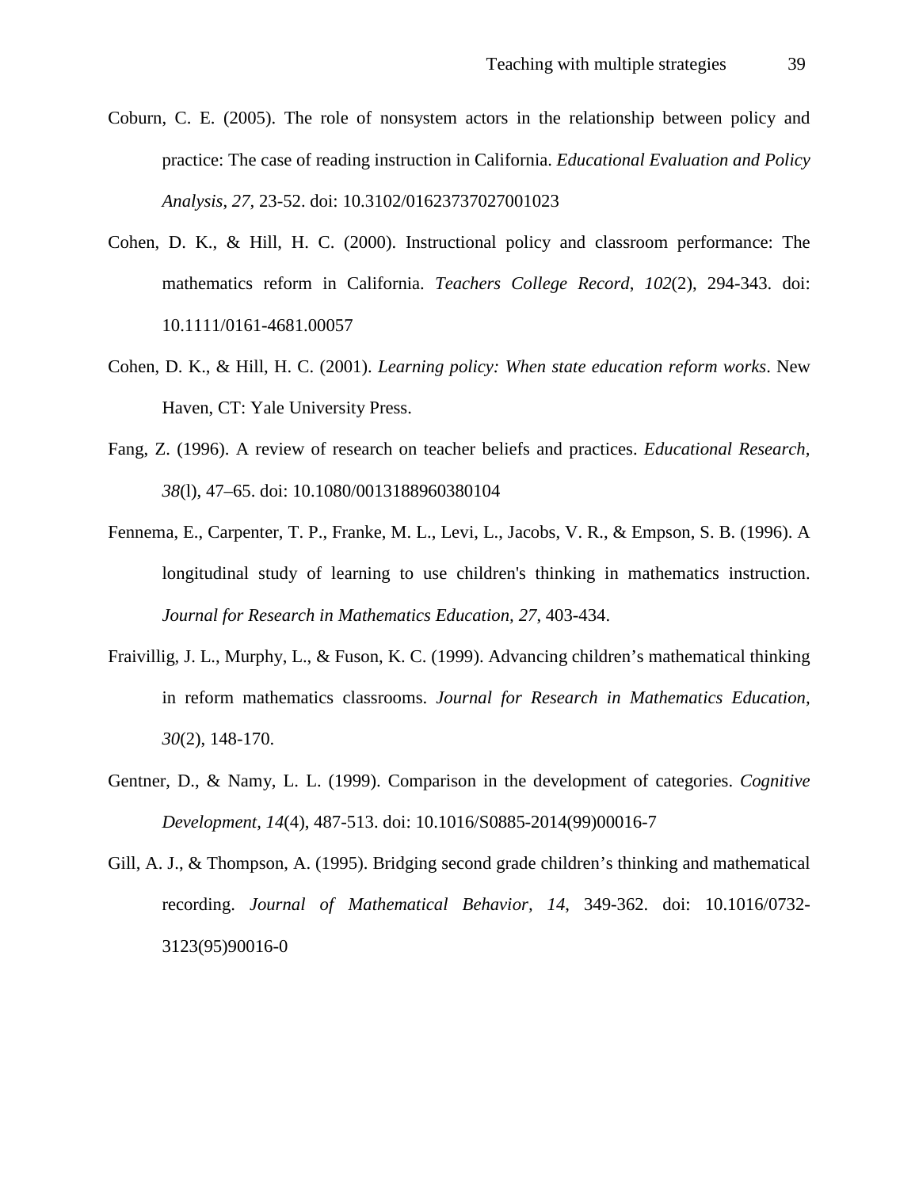Coburn, C. E. (2005). The role of nonsystem actors in the relationship between policy and practice: The case of reading instruction in California. *Educational Evaluation and Policy Analysis*, *27*, 23-52. doi: 10.3102/01623737027001023

Cohen, D. K., & Hill, H. C. (2000). Instructional policy and classroom performance: The mathematics reform in California. *Teachers College Record*, *102*(2), 294-343. doi: 10.1111/0161-4681.00057

Cohen, D. K., & Hill, H. C. (2001). *Learning policy: When state education reform works*. New Haven, CT: Yale University Press.

Fang, Z. (1996). A review of research on teacher beliefs and practices. *Educational Research, 38*(l), 47–65. doi: 10.1080/0013188960380104

Fennema, E., Carpenter, T. P., Franke, M. L., Levi, L., Jacobs, V. R., & Empson, S. B. (1996). A longitudinal study of learning to use children's thinking in mathematics instruction. *Journal for Research in Mathematics Education, 27,* 403-434.

Fraivillig, J. L., Murphy, L., & Fuson, K. C. (1999). Advancing children's mathematical thinking in reform mathematics classrooms. *Journal for Research in Mathematics Education, 30*(2), 148-170.

Gentner, D., & Namy, L. L. (1999). Comparison in the development of categories. *Cognitive Development, 14*(4), 487-513. doi: 10.1016/S0885-2014(99)00016-7

Gill, A. J., & Thompson, A. (1995). Bridging second grade children's thinking and mathematical recording. *Journal of Mathematical Behavior, 14*, 349-362. doi: 10.1016/0732-3123(95)90016-0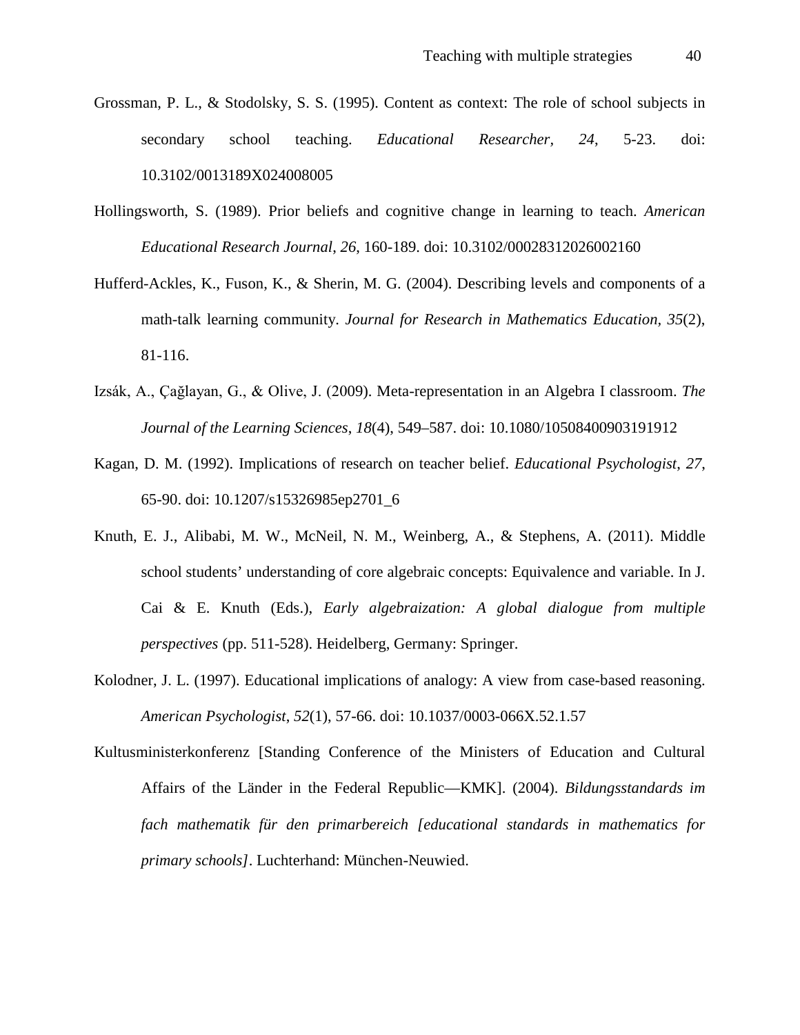Grossman, P. L., & Stodolsky, S. S. (1995). Content as context: The role of school subjects in secondary school teaching. *Educational Researcher, 24*, 5-23. doi: 10.3102/0013189X024008005

Hollingsworth, S. (1989). Prior beliefs and cognitive change in learning to teach. *American Educational Research Journal*, *26*, 160-189. doi: 10.3102/00028312026002160

Hufferd-Ackles, K., Fuson, K., & Sherin, M. G. (2004). Describing levels and components of a math-talk learning community. *Journal for Research in Mathematics Education, 35*(2), 81-116.

Izsák, A., Çağlayan, G., & Olive, J. (2009). Meta-representation in an Algebra I classroom. *The Journal of the Learning Sciences*, *18*(4), 549–587. doi: 10.1080/10508400903191912

Kagan, D. M. (1992). Implications of research on teacher belief. *Educational Psychologist*, *27*, 65-90. doi: 10.1207/s15326985ep2701_6

Knuth, E. J., Alibabi, M. W., McNeil, N. M., Weinberg, A., & Stephens, A. (2011). Middle school students' understanding of core algebraic concepts: Equivalence and variable. In J. Cai & E. Knuth (Eds.), *Early algebraization: A global dialogue from multiple perspectives* (pp. 511-528). Heidelberg, Germany: Springer.

Kolodner, J. L. (1997). Educational implications of analogy: A view from case-based reasoning. *American Psychologist*, *52*(1), 57-66. doi: 10.1037/0003-066X.52.1.57

Kultusministerkonferenz [Standing Conference of the Ministers of Education and Cultural Affairs of the Länder in the Federal Republic—KMK]. (2004). *Bildungsstandards im fach mathematik für den primarbereich [educational standards in mathematics for primary schools]*. Luchterhand: München-Neuwied.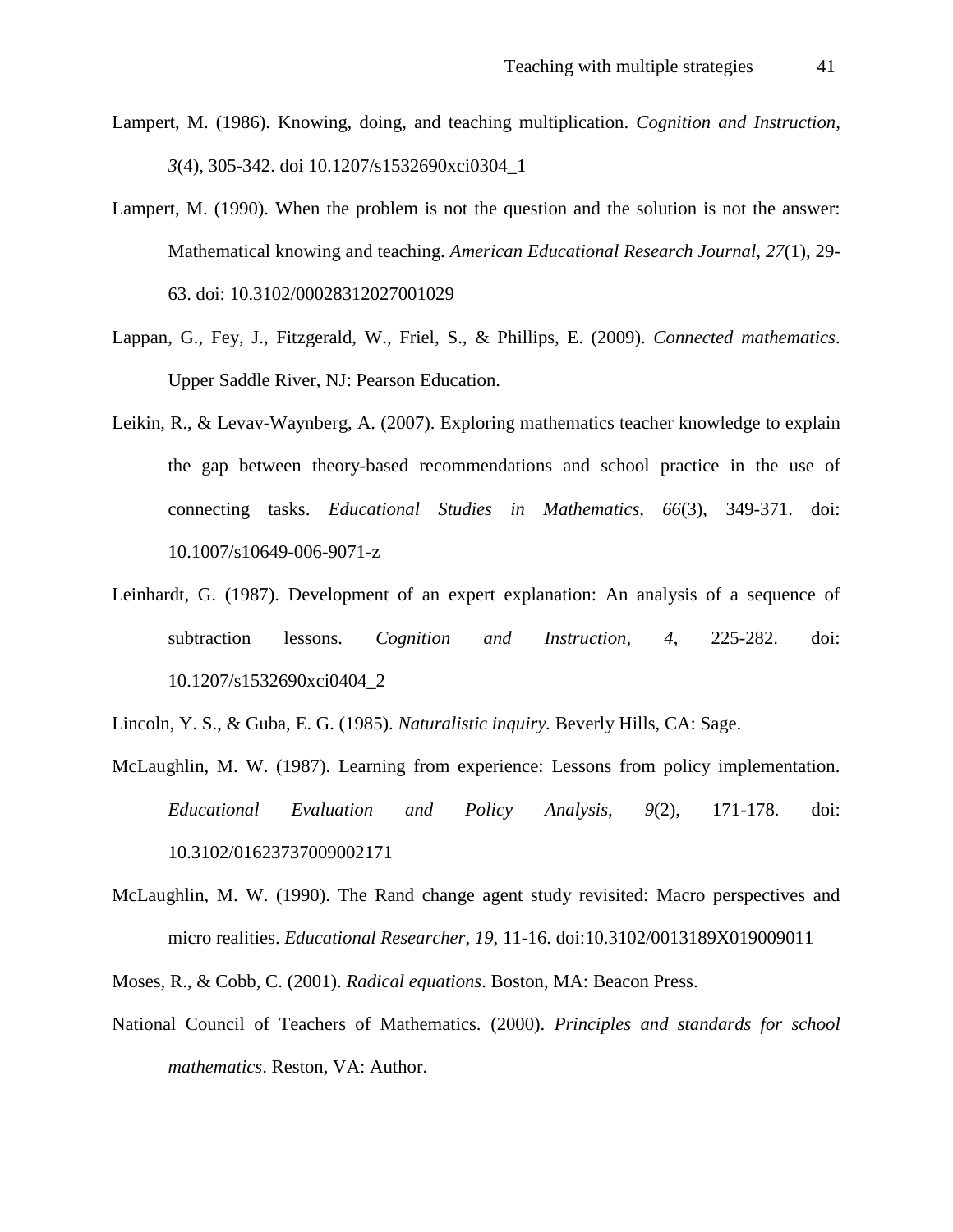Lampert, M. (1986). Knowing, doing, and teaching multiplication. *Cognition and Instruction, 3*(4), 305-342. doi 10.1207/s1532690xci0304_1

Lampert, M. (1990). When the problem is not the question and the solution is not the answer: Mathematical knowing and teaching. *American Educational Research Journal, 27*(1), 29-63. doi: 10.3102/00028312027001029

Lappan, G., Fey, J., Fitzgerald, W., Friel, S., & Phillips, E. (2009). *Connected mathematics*. Upper Saddle River, NJ: Pearson Education.

Leikin, R., & Levav-Waynberg, A. (2007). Exploring mathematics teacher knowledge to explain the gap between theory-based recommendations and school practice in the use of connecting tasks. *Educational Studies in Mathematics, 66*(3), 349-371. doi: 10.1007/s10649-006-9071-z

Leinhardt, G. (1987). Development of an expert explanation: An analysis of a sequence of subtraction lessons. *Cognition and Instruction, 4,* 225-282. doi: 10.1207/s1532690xci0404_2

Lincoln, Y. S., & Guba, E. G. (1985). *Naturalistic inquiry.* Beverly Hills, CA: Sage.

McLaughlin, M. W. (1987). Learning from experience: Lessons from policy implementation. *Educational Evaluation and Policy Analysis*, *9*(2), 171-178. doi: 10.3102/01623737009002171

McLaughlin, M. W. (1990). The Rand change agent study revisited: Macro perspectives and micro realities. *Educational Researcher*, *19*, 11-16. doi:10.3102/0013189X019009011

Moses, R., & Cobb, C. (2001). *Radical equations*. Boston, MA: Beacon Press.

National Council of Teachers of Mathematics. (2000). *Principles and standards for school mathematics*. Reston, VA: Author.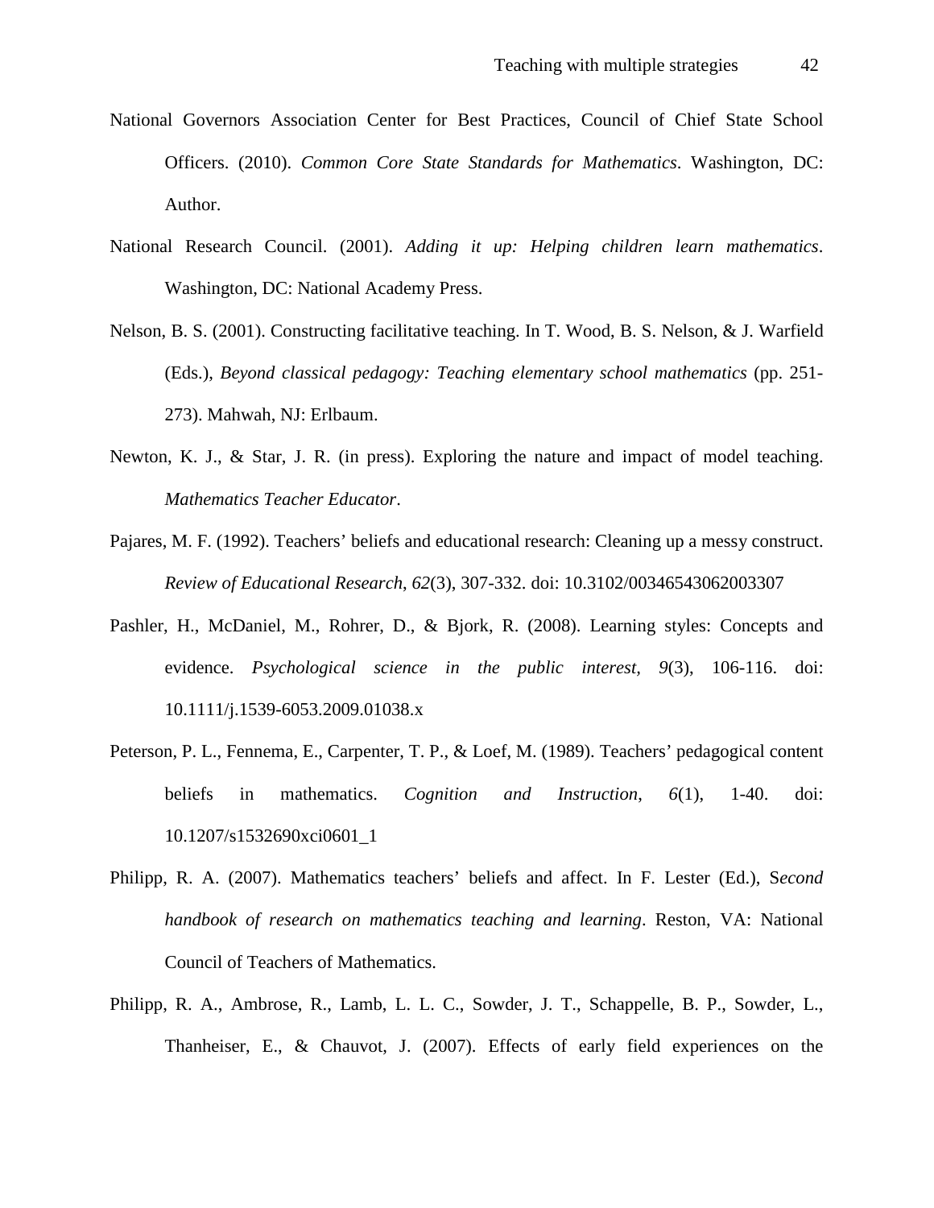National Governors Association Center for Best Practices, Council of Chief State School Officers. (2010). *Common Core State Standards for Mathematics*. Washington, DC: Author.

National Research Council. (2001). *Adding it up: Helping children learn mathematics*. Washington, DC: National Academy Press.

Nelson, B. S. (2001). Constructing facilitative teaching. In T. Wood, B. S. Nelson, & J. Warfield (Eds.), *Beyond classical pedagogy: Teaching elementary school mathematics* (pp. 251-273). Mahwah, NJ: Erlbaum.

Newton, K. J., & Star, J. R. (in press). Exploring the nature and impact of model teaching. *Mathematics Teacher Educator*.

Pajares, M. F. (1992). Teachers' beliefs and educational research: Cleaning up a messy construct. *Review of Educational Research*, *62*(3), 307-332. doi: 10.3102/00346543062003307

Pashler, H., McDaniel, M., Rohrer, D., & Bjork, R. (2008). Learning styles: Concepts and evidence. *Psychological science in the public interest, 9*(3), 106-116. doi: 10.1111/j.1539-6053.2009.01038.x

Peterson, P. L., Fennema, E., Carpenter, T. P., & Loef, M. (1989). Teachers' pedagogical content beliefs in mathematics. *Cognition and Instruction*, *6*(1), 1-40. doi: 10.1207/s1532690xci0601_1

Philipp, R. A. (2007). Mathematics teachers' beliefs and affect. In F. Lester (Ed.), S*econd handbook of research on mathematics teaching and learning*. Reston, VA: National Council of Teachers of Mathematics.

Philipp, R. A., Ambrose, R., Lamb, L. L. C., Sowder, J. T., Schappelle, B. P., Sowder, L., Thanheiser, E., & Chauvot, J. (2007). Effects of early field experiences on the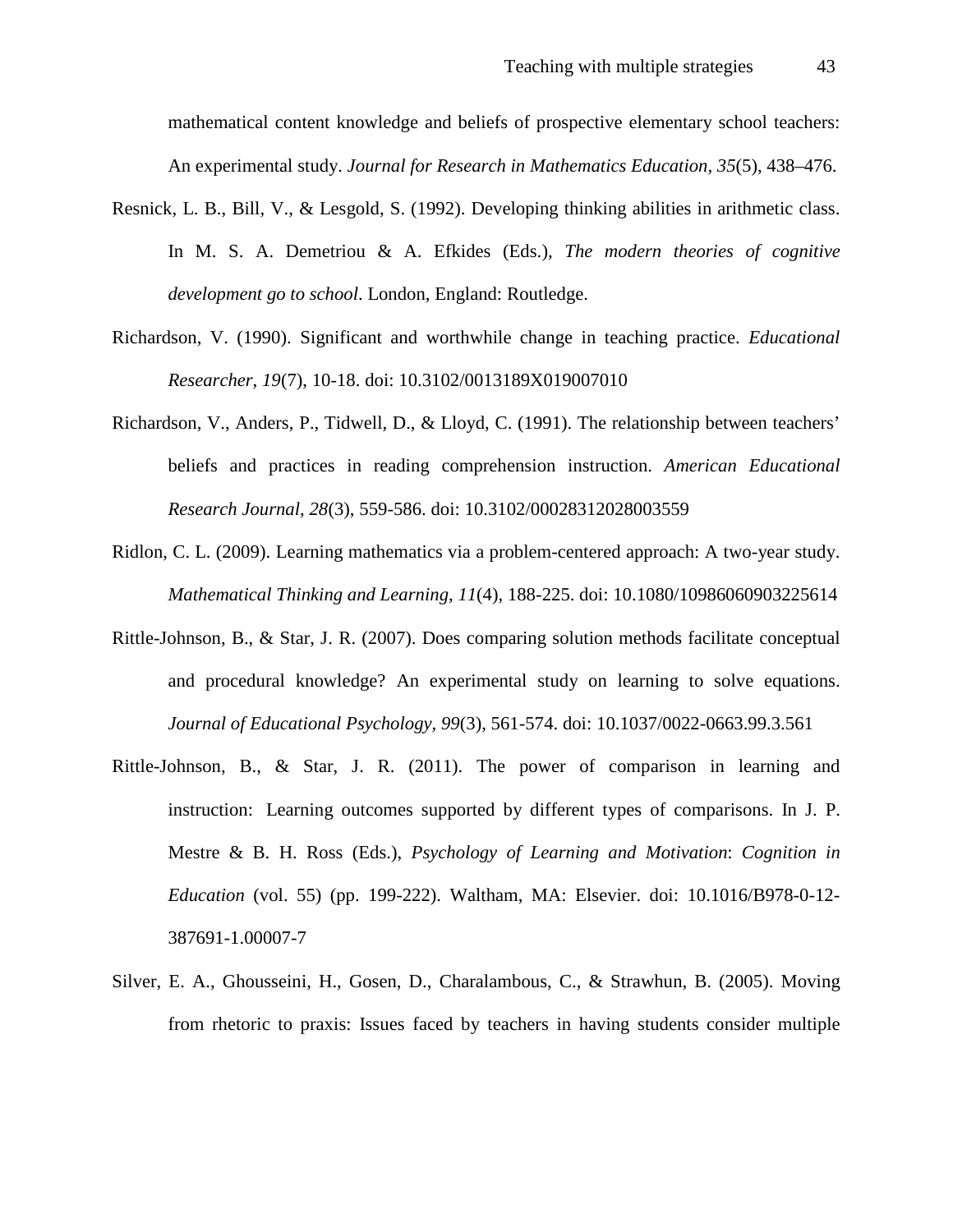mathematical content knowledge and beliefs of prospective elementary school teachers: An experimental study. *Journal for Research in Mathematics Education, 35*(5), 438–476.

Resnick, L. B., Bill, V., & Lesgold, S. (1992). Developing thinking abilities in arithmetic class. In M. S. A. Demetriou & A. Efkides (Eds.), *The modern theories of cognitive development go to school*. London, England: Routledge.

Richardson, V. (1990). Significant and worthwhile change in teaching practice. *Educational Researcher*, *19*(7), 10-18. doi: 10.3102/0013189X019007010

Richardson, V., Anders, P., Tidwell, D., & Lloyd, C. (1991). The relationship between teachers' beliefs and practices in reading comprehension instruction. *American Educational Research Journal*, *28*(3), 559-586. doi: 10.3102/00028312028003559

Ridlon, C. L. (2009). Learning mathematics via a problem-centered approach: A two-year study. *Mathematical Thinking and Learning*, *11*(4), 188-225. doi: 10.1080/10986060903225614

Rittle-Johnson, B., & Star, J. R. (2007). Does comparing solution methods facilitate conceptual and procedural knowledge? An experimental study on learning to solve equations. *Journal of Educational Psychology, 99*(3), 561-574. doi: 10.1037/0022-0663.99.3.561

Rittle-Johnson, B., & Star, J. R. (2011). The power of comparison in learning and instruction: Learning outcomes supported by different types of comparisons. In J. P. Mestre & B. H. Ross (Eds.), *Psychology of Learning and Motivation*: *Cognition in Education* (vol. 55) (pp. 199-222). Waltham, MA: Elsevier. doi: 10.1016/B978-0-12-387691-1.00007-7

Silver, E. A., Ghousseini, H., Gosen, D., Charalambous, C., & Strawhun, B. (2005). Moving from rhetoric to praxis: Issues faced by teachers in having students consider multiple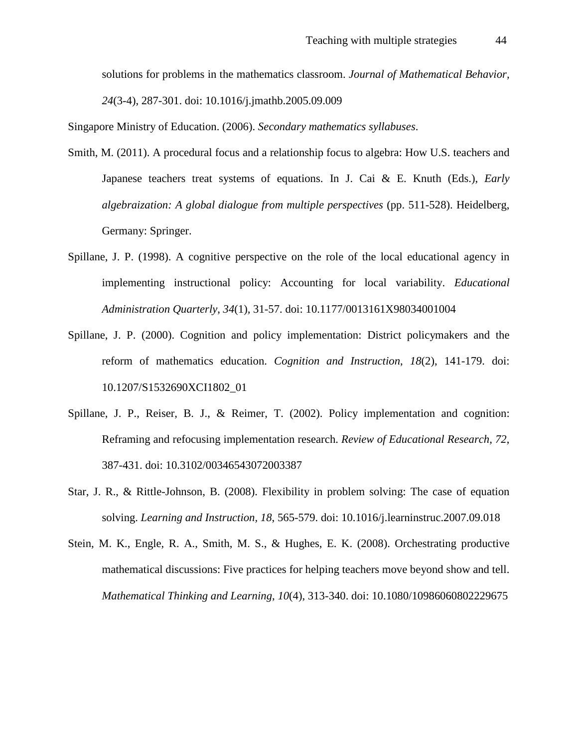solutions for problems in the mathematics classroom. *Journal of Mathematical Behavior*, *24*(3-4), 287-301. doi: 10.1016/j.jmathb.2005.09.009

Singapore Ministry of Education. (2006). *Secondary mathematics syllabuses*.

Smith, M. (2011). A procedural focus and a relationship focus to algebra: How U.S. teachers and Japanese teachers treat systems of equations. In J. Cai & E. Knuth (Eds.), *Early algebraization: A global dialogue from multiple perspectives* (pp. 511-528). Heidelberg, Germany: Springer.

Spillane, J. P. (1998). A cognitive perspective on the role of the local educational agency in implementing instructional policy: Accounting for local variability. *Educational Administration Quarterly*, *34*(1), 31-57. doi: 10.1177/0013161X98034001004

Spillane, J. P. (2000). Cognition and policy implementation: District policymakers and the reform of mathematics education. *Cognition and Instruction*, *18*(2), 141-179. doi: 10.1207/S1532690XCI1802_01

Spillane, J. P., Reiser, B. J., & Reimer, T. (2002). Policy implementation and cognition: Reframing and refocusing implementation research. *Review of Educational Research*, *72*, 387-431. doi: 10.3102/00346543072003387

Star, J. R., & Rittle-Johnson, B. (2008). Flexibility in problem solving: The case of equation solving. *Learning and Instruction*, *18*, 565-579. doi: 10.1016/j.learninstruc.2007.09.018

Stein, M. K., Engle, R. A., Smith, M. S., & Hughes, E. K. (2008). Orchestrating productive mathematical discussions: Five practices for helping teachers move beyond show and tell. *Mathematical Thinking and Learning*, *10*(4), 313-340. doi: 10.1080/10986060802229675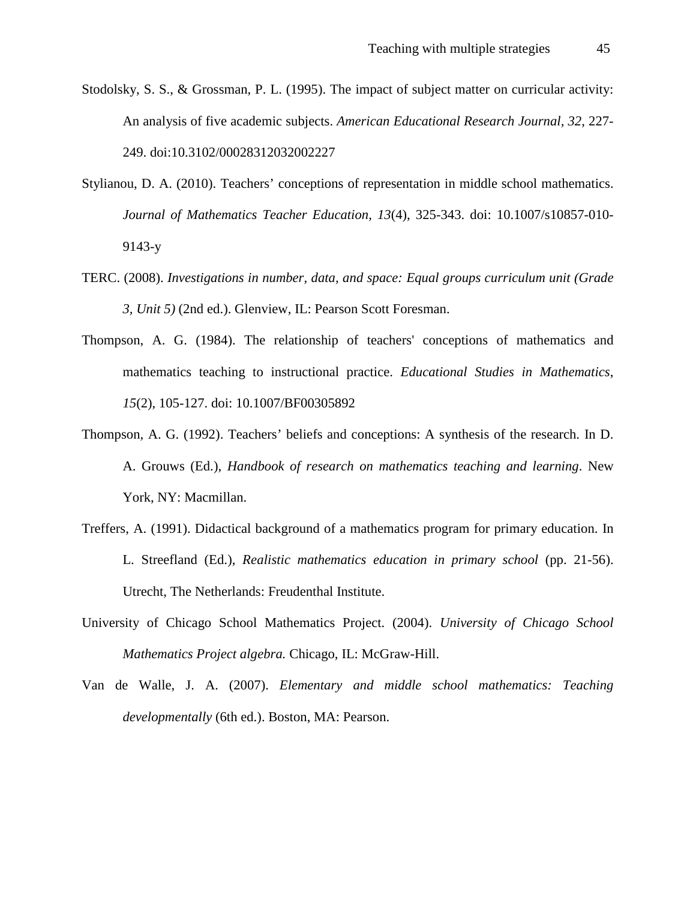Stodolsky, S. S., & Grossman, P. L. (1995). The impact of subject matter on curricular activity: An analysis of five academic subjects. *American Educational Research Journal*, *32*, 227-249. doi:10.3102/00028312032002227

Stylianou, D. A. (2010). Teachers' conceptions of representation in middle school mathematics. *Journal of Mathematics Teacher Education*, *13*(4), 325-343. doi: 10.1007/s10857-010-9143-y

TERC. (2008). *Investigations in number, data, and space: Equal groups curriculum unit (Grade 3, Unit 5)* (2nd ed.). Glenview, IL: Pearson Scott Foresman.

Thompson, A. G. (1984). The relationship of teachers' conceptions of mathematics and mathematics teaching to instructional practice. *Educational Studies in Mathematics*, *15*(2), 105-127. doi: 10.1007/BF00305892

Thompson, A. G. (1992). Teachers' beliefs and conceptions: A synthesis of the research. In D. A. Grouws (Ed.), *Handbook of research on mathematics teaching and learning*. New York, NY: Macmillan.

Treffers, A. (1991). Didactical background of a mathematics program for primary education. In L. Streefland (Ed.), *Realistic mathematics education in primary school* (pp. 21-56). Utrecht, The Netherlands: Freudenthal Institute.

University of Chicago School Mathematics Project. (2004). *University of Chicago School Mathematics Project algebra.* Chicago, IL: McGraw-Hill.

Van de Walle, J. A. (2007). *Elementary and middle school mathematics: Teaching developmentally* (6th ed.). Boston, MA: Pearson.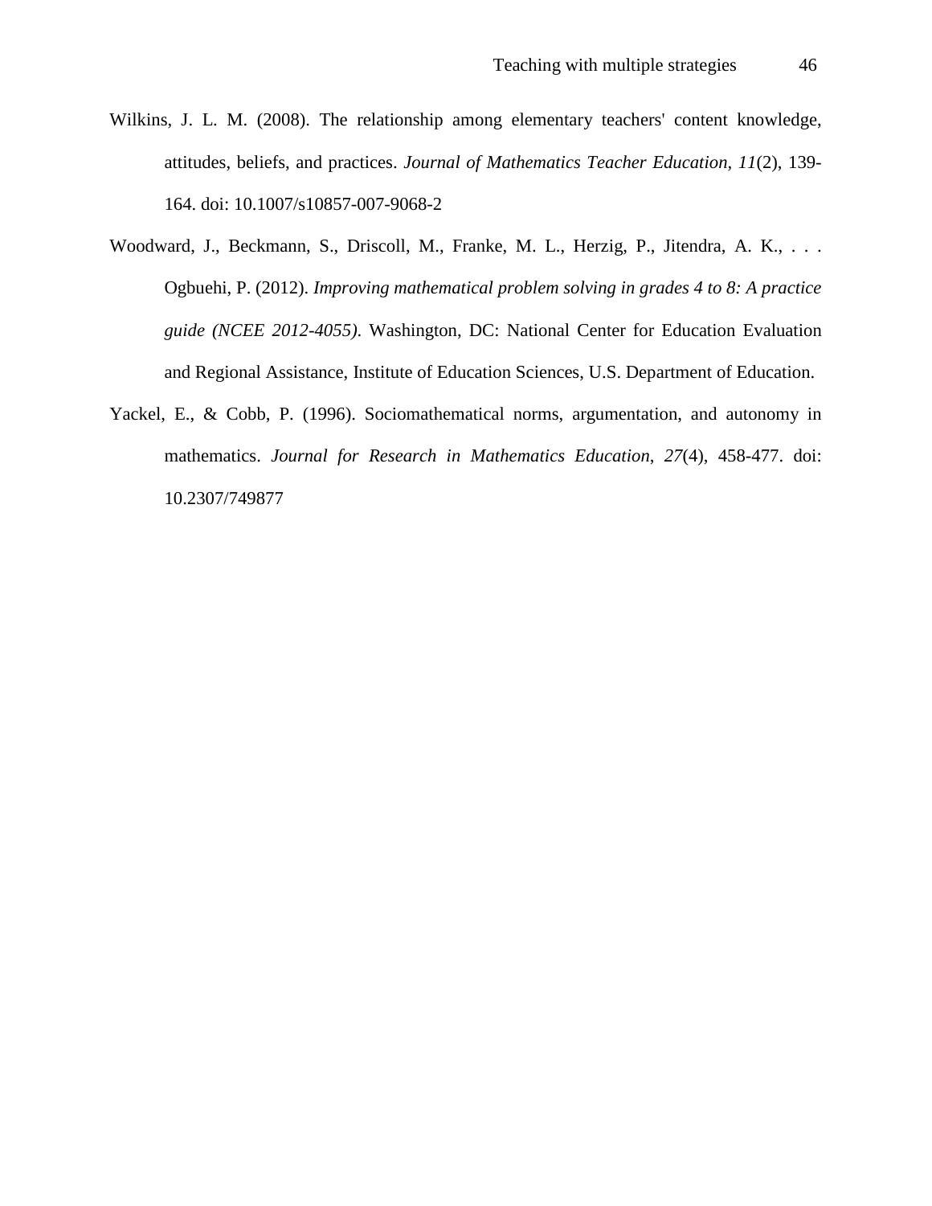Wilkins, J. L. M. (2008). The relationship among elementary teachers' content knowledge, attitudes, beliefs, and practices. *Journal of Mathematics Teacher Education*, *11*(2), 139-164. doi: 10.1007/s10857-007-9068-2

Woodward, J., Beckmann, S., Driscoll, M., Franke, M. L., Herzig, P., Jitendra, A. K., . . . Ogbuehi, P. (2012). *Improving mathematical problem solving in grades 4 to 8: A practice guide (NCEE 2012-4055)*. Washington, DC: National Center for Education Evaluation and Regional Assistance, Institute of Education Sciences, U.S. Department of Education.

Yackel, E., & Cobb, P. (1996). Sociomathematical norms, argumentation, and autonomy in mathematics. *Journal for Research in Mathematics Education*, *27*(4), 458-477. doi: 10.2307/749877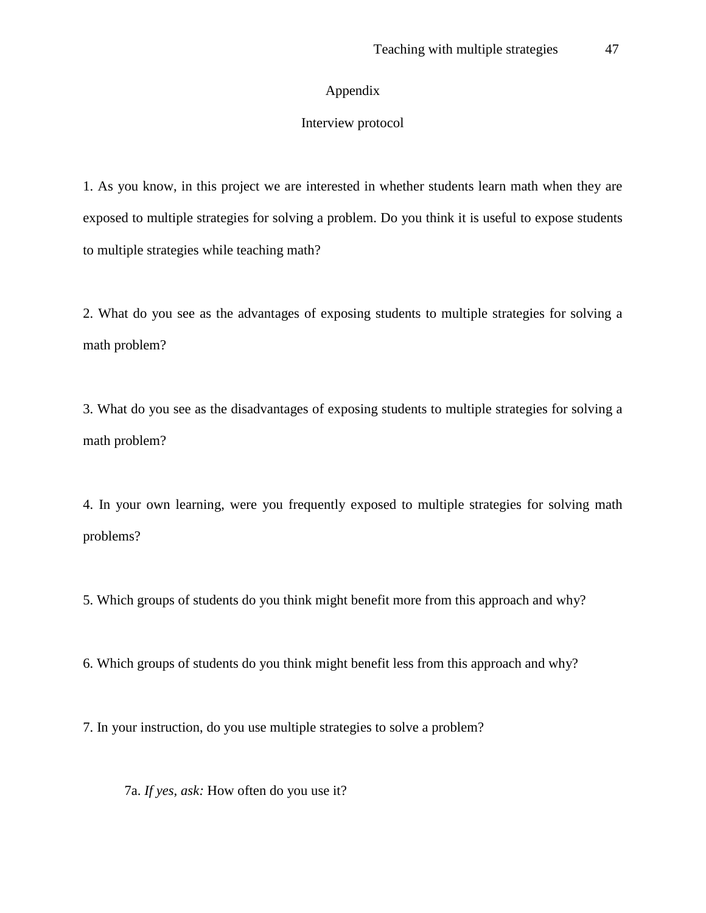# Appendix

## Interview protocol

1. As you know, in this project we are interested in whether students learn math when they are exposed to multiple strategies for solving a problem. Do you think it is useful to expose students to multiple strategies while teaching math?

2. What do you see as the advantages of exposing students to multiple strategies for solving a math problem?

3. What do you see as the disadvantages of exposing students to multiple strategies for solving a math problem?

4. In your own learning, were you frequently exposed to multiple strategies for solving math problems?

5. Which groups of students do you think might benefit more from this approach and why?

6. Which groups of students do you think might benefit less from this approach and why?

7. In your instruction, do you use multiple strategies to solve a problem?

  7a. *If yes, ask:* How often do you use it?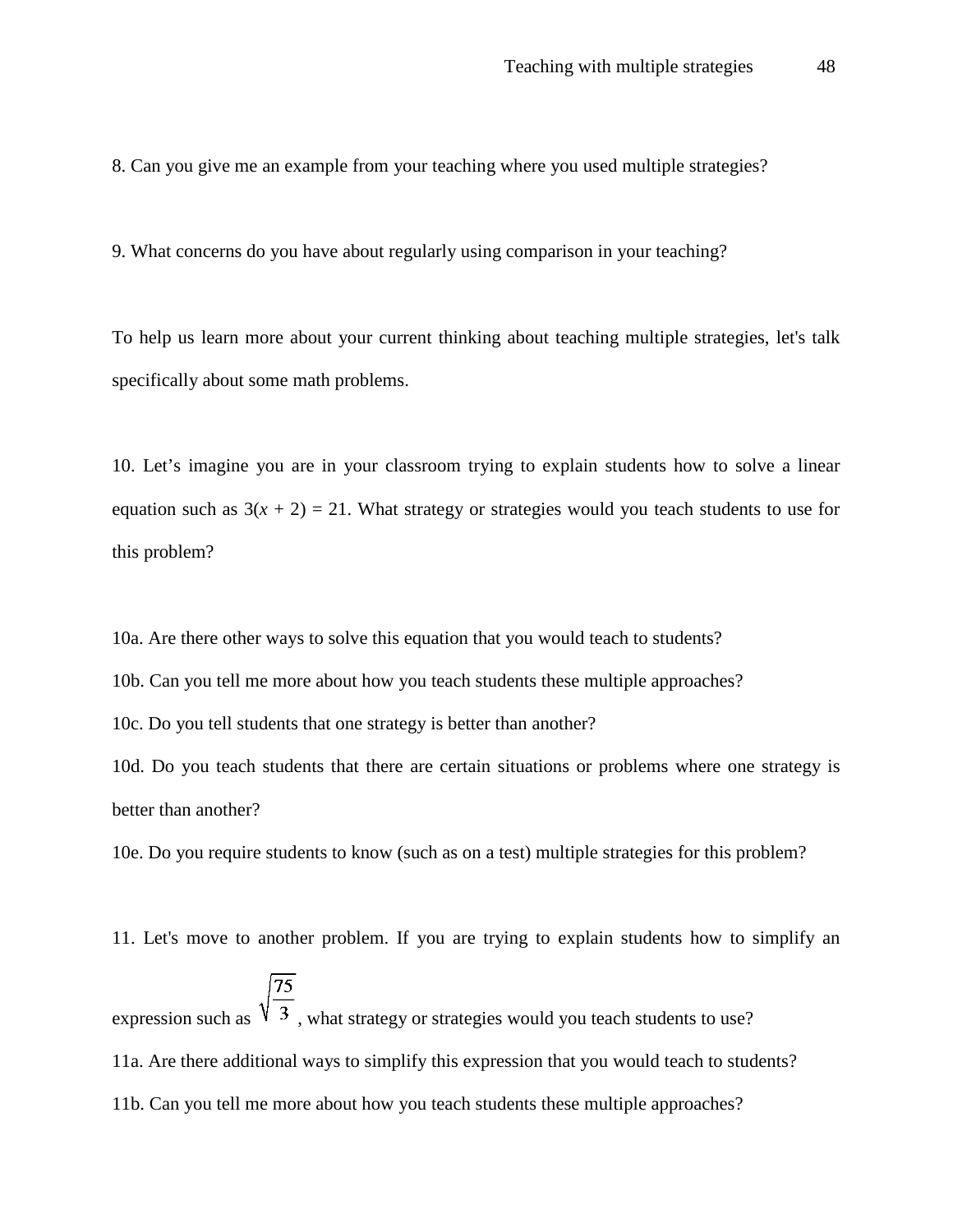8. Can you give me an example from your teaching where you used multiple strategies?

9. What concerns do you have about regularly using comparison in your teaching?

To help us learn more about your current thinking about teaching multiple strategies, let's talk specifically about some math problems.

10. Let's imagine you are in your classroom trying to explain students how to solve a linear equation such as $3(x + 2) = 21$. What strategy or strategies would you teach students to use for this problem?

10a. Are there other ways to solve this equation that you would teach to students?

10b. Can you tell me more about how you teach students these multiple approaches?

10c. Do you tell students that one strategy is better than another?

10d. Do you teach students that there are certain situations or problems where one strategy is better than another?

10e. Do you require students to know (such as on a test) multiple strategies for this problem?

11. Let's move to another problem. If you are trying to explain students how to simplify an expression such as $\sqrt{\frac{75}{3}}$, what strategy or strategies would you teach students to use?

11a. Are there additional ways to simplify this expression that you would teach to students?

11b. Can you tell me more about how you teach students these multiple approaches?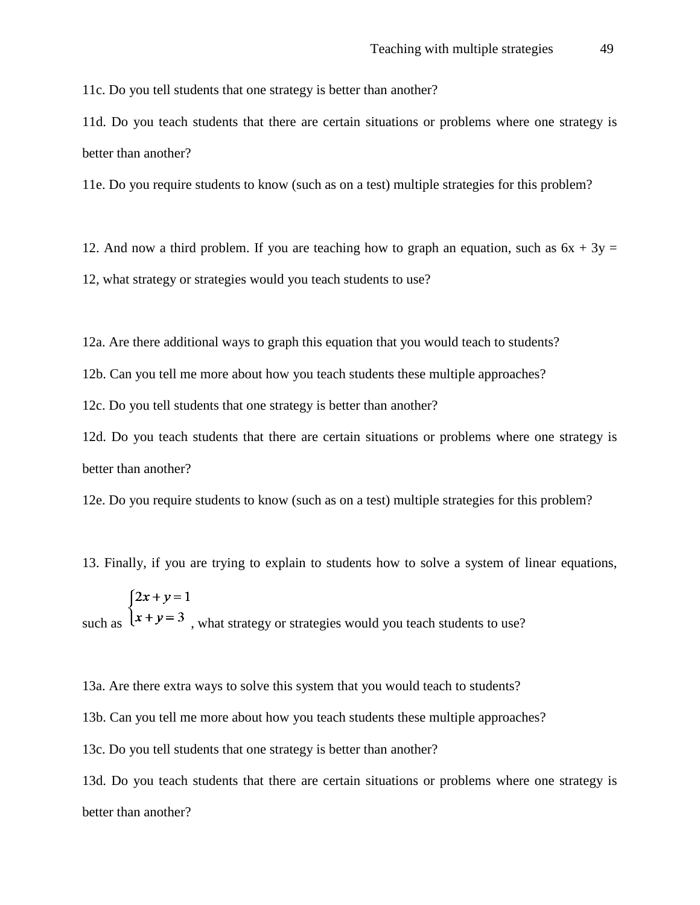11c. Do you tell students that one strategy is better than another?

11d. Do you teach students that there are certain situations or problems where one strategy is better than another?

11e. Do you require students to know (such as on a test) multiple strategies for this problem?

12. And now a third problem. If you are teaching how to graph an equation, such as $6x + 3y = 12$, what strategy or strategies would you teach students to use?

12a. Are there additional ways to graph this equation that you would teach to students?

12b. Can you tell me more about how you teach students these multiple approaches?

12c. Do you tell students that one strategy is better than another?

12d. Do you teach students that there are certain situations or problems where one strategy is better than another?

12e. Do you require students to know (such as on a test) multiple strategies for this problem?

13. Finally, if you are trying to explain to students how to solve a system of linear equations, such as $\begin{cases} 2x + y = 1 \\ x + y = 3 \end{cases}$, what strategy or strategies would you teach students to use?

13a. Are there extra ways to solve this system that you would teach to students?

13b. Can you tell me more about how you teach students these multiple approaches?

13c. Do you tell students that one strategy is better than another?

13d. Do you teach students that there are certain situations or problems where one strategy is better than another?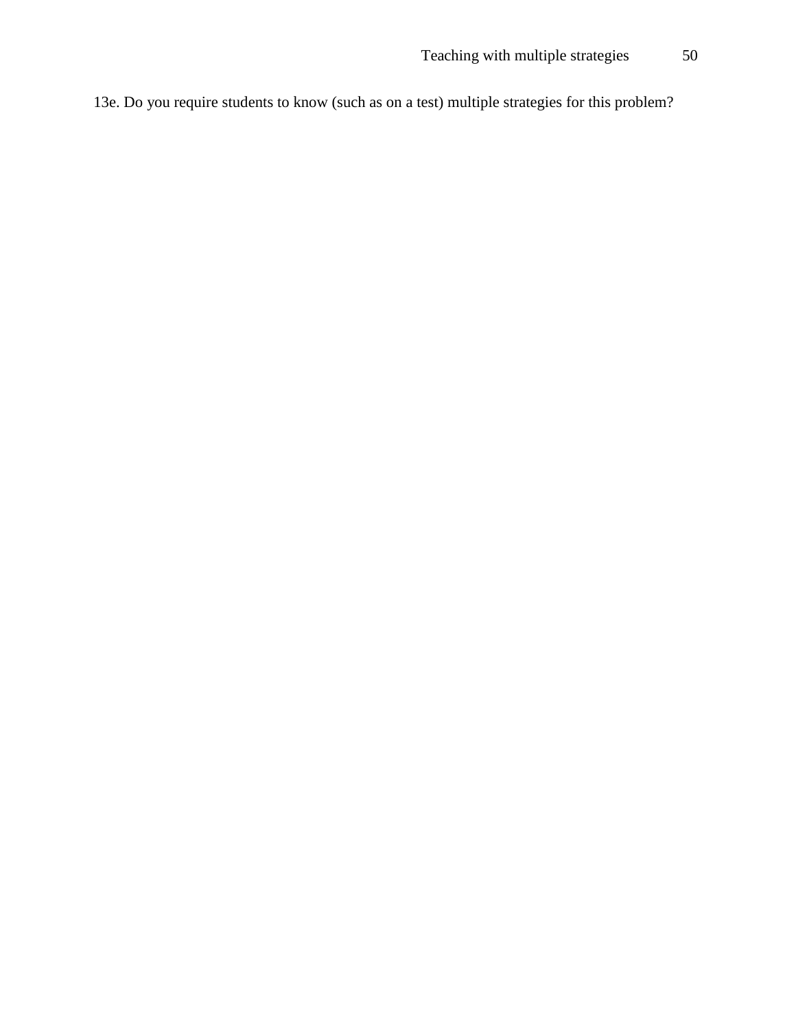13e. Do you require students to know (such as on a test) multiple strategies for this problem?